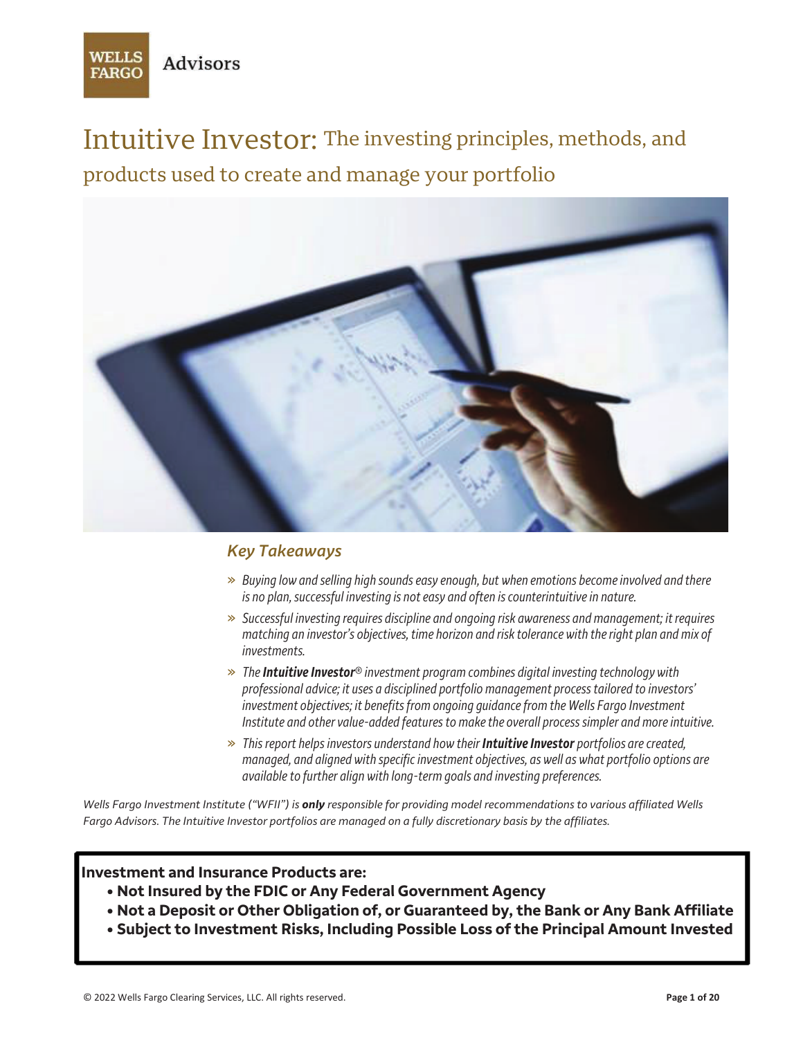Wells Fargo Advisors

# Intuitive Investor: The investing principles, methods, and products used to create and manage your portfolio

### *Key Takeaways*

- *Buying low and selling high sounds easy enough, but when emotions become involved and there is no plan, successful investing is not easy and often is counterintuitive in nature.*
- *Successful investing requires discipline and ongoing risk awareness and management; it requires matching an investor's objectives, time horizon and risk tolerance with the right plan and mix of investments.*
- *The* ***Intuitive Investor****® investment program combines digital investing technology with professional advice; it uses a disciplined portfolio management process tailored to investors' investment objectives; it benefits from ongoing guidance from the Wells Fargo Investment Institute and other value-added features to make the overall process simpler and more intuitive.*
- *This report helps investors understand how their* ***Intuitive Investor*** *portfolios are created, managed, and aligned with specific investment objectives, as well as what portfolio options are available to further align with long-term goals and investing preferences.*

*Wells Fargo Investment Institute ("WFII") is* ***only*** *responsible for providing model recommendations to various affiliated Wells Fargo Advisors. The Intuitive Investor portfolios are managed on a fully discretionary basis by the affiliates.*

**Investment and Insurance Products are:**

- **Not Insured by the FDIC or Any Federal Government Agency**
- **Not a Deposit or Other Obligation of, or Guaranteed by, the Bank or Any Bank Affiliate**
- **Subject to Investment Risks, Including Possible Loss of the Principal Amount Invested**

© 2022 Wells Fargo Clearing Services, LLC. All rights reserved.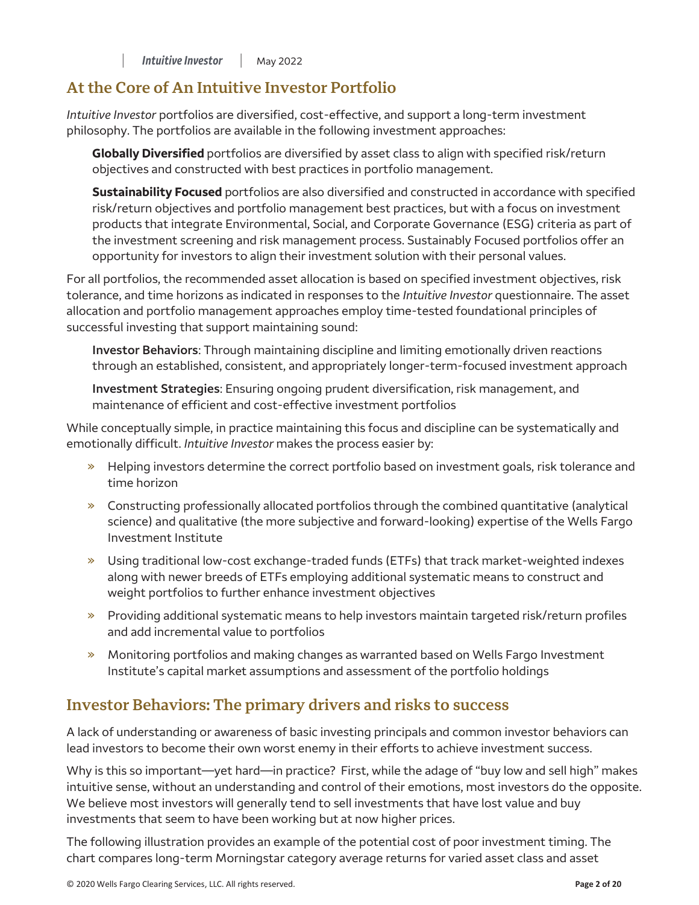## At the Core of An Intuitive Investor Portfolio

*Intuitive Investor* portfolios are diversified, cost-effective, and support a long-term investment philosophy. The portfolios are available in the following investment approaches:

**Globally Diversified** portfolios are diversified by asset class to align with specified risk/return objectives and constructed with best practices in portfolio management.

**Sustainability Focused** portfolios are also diversified and constructed in accordance with specified risk/return objectives and portfolio management best practices, but with a focus on investment products that integrate Environmental, Social, and Corporate Governance (ESG) criteria as part of the investment screening and risk management process. Sustainably Focused portfolios offer an opportunity for investors to align their investment solution with their personal values.

For all portfolios, the recommended asset allocation is based on specified investment objectives, risk tolerance, and time horizons as indicated in responses to the *Intuitive Investor* questionnaire. The asset allocation and portfolio management approaches employ time-tested foundational principles of successful investing that support maintaining sound:

**Investor Behaviors**: Through maintaining discipline and limiting emotionally driven reactions through an established, consistent, and appropriately longer-term-focused investment approach

**Investment Strategies**: Ensuring ongoing prudent diversification, risk management, and maintenance of efficient and cost-effective investment portfolios

While conceptually simple, in practice maintaining this focus and discipline can be systematically and emotionally difficult. *Intuitive Investor* makes the process easier by:

- Helping investors determine the correct portfolio based on investment goals, risk tolerance and time horizon
- Constructing professionally allocated portfolios through the combined quantitative (analytical science) and qualitative (the more subjective and forward-looking) expertise of the Wells Fargo Investment Institute
- Using traditional low-cost exchange-traded funds (ETFs) that track market-weighted indexes along with newer breeds of ETFs employing additional systematic means to construct and weight portfolios to further enhance investment objectives
- Providing additional systematic means to help investors maintain targeted risk/return profiles and add incremental value to portfolios
- Monitoring portfolios and making changes as warranted based on Wells Fargo Investment Institute's capital market assumptions and assessment of the portfolio holdings

## Investor Behaviors: The primary drivers and risks to success

A lack of understanding or awareness of basic investing principals and common investor behaviors can lead investors to become their own worst enemy in their efforts to achieve investment success.

Why is this so important—yet hard—in practice? First, while the adage of "buy low and sell high" makes intuitive sense, without an understanding and control of their emotions, most investors do the opposite. We believe most investors will generally tend to sell investments that have lost value and buy investments that seem to have been working but at now higher prices.

The following illustration provides an example of the potential cost of poor investment timing. The chart compares long-term Morningstar category average returns for varied asset class and asset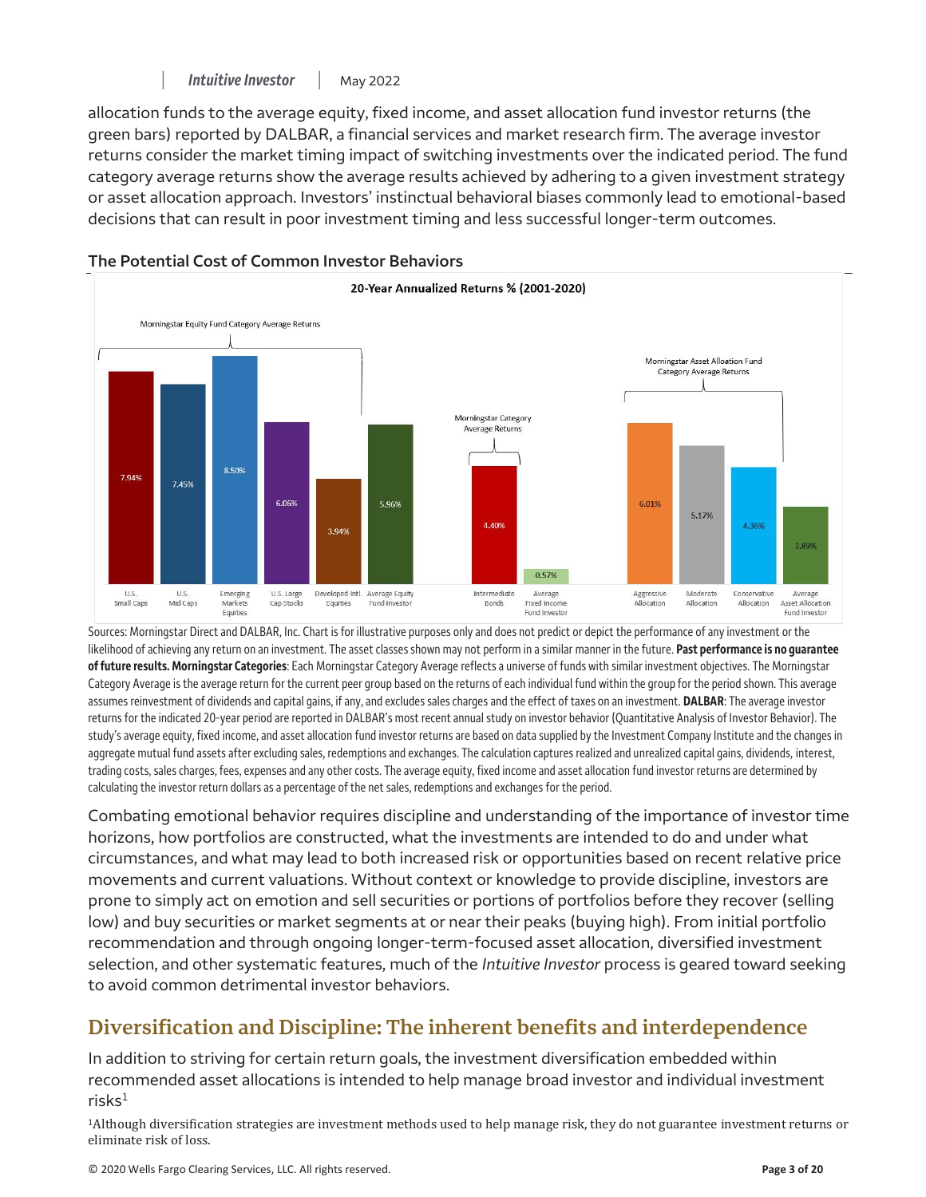allocation funds to the average equity, fixed income, and asset allocation fund investor returns (the green bars) reported by DALBAR, a financial services and market research firm. The average investor returns consider the market timing impact of switching investments over the indicated period. The fund category average returns show the average results achieved by adhering to a given investment strategy or asset allocation approach. Investors' instinctual behavioral biases commonly lead to emotional-based decisions that can result in poor investment timing and less successful longer-term outcomes.

### The Potential Cost of Common Investor Behaviors

**20-Year Annualized Returns % (2001-2020)**

| Group | Category | Return |
|---|---|---|
| Morningstar Equity Fund Category Average Returns | U.S. Small Caps | 7.94% |
| | U.S. Mid Caps | 7.45% |
| | Emerging Markets Equities | 8.50% |
| | U.S. Large Cap Stocks | 6.06% |
| | Developed Intl. Equities | 3.94% |
| | Average Equity Fund Investor | 5.96% |
| Morningstar Category Average Returns | Intermediate Bonds | 4.40% |
| | Average Fixed Income Fund Investor | 0.57% |
| Morningstar Asset Alloation Fund Category Average Returns | Aggressive Allocation | 6.01% |
| | Moderate Allocation | 5.17% |
| | Conservative Allocation | 4.36% |
| | Average Asset Allocation Fund Investor | 2.89% |

Sources: Morningstar Direct and DALBAR, Inc. Chart is for illustrative purposes only and does not predict or depict the performance of any investment or the likelihood of achieving any return on an investment. The asset classes shown may not perform in a similar manner in the future. **Past performance is no guarantee of future results. Morningstar Categories**: Each Morningstar Category Average reflects a universe of funds with similar investment objectives. The Morningstar Category Average is the average return for the current peer group based on the returns of each individual fund within the group for the period shown. This average assumes reinvestment of dividends and capital gains, if any, and excludes sales charges and the effect of taxes on an investment. **DALBAR**: The average investor returns for the indicated 20-year period are reported in DALBAR's most recent annual study on investor behavior (Quantitative Analysis of Investor Behavior). The study's average equity, fixed income, and asset allocation fund investor returns are based on data supplied by the Investment Company Institute and the changes in aggregate mutual fund assets after excluding sales, redemptions and exchanges. The calculation captures realized and unrealized capital gains, dividends, interest, trading costs, sales charges, fees, expenses and any other costs. The average equity, fixed income and asset allocation fund investor returns are determined by calculating the investor return dollars as a percentage of the net sales, redemptions and exchanges for the period.

Combating emotional behavior requires discipline and understanding of the importance of investor time horizons, how portfolios are constructed, what the investments are intended to do and under what circumstances, and what may lead to both increased risk or opportunities based on recent relative price movements and current valuations. Without context or knowledge to provide discipline, investors are prone to simply act on emotion and sell securities or portions of portfolios before they recover (selling low) and buy securities or market segments at or near their peaks (buying high). From initial portfolio recommendation and through ongoing longer-term-focused asset allocation, diversified investment selection, and other systematic features, much of the *Intuitive Investor* process is geared toward seeking to avoid common detrimental investor behaviors.

## Diversification and Discipline: The inherent benefits and interdependence

In addition to striving for certain return goals, the investment diversification embedded within recommended asset allocations is intended to help manage broad investor and individual investment risks[1]

[1]Although diversification strategies are investment methods used to help manage risk, they do not guarantee investment returns or eliminate risk of loss.

© 2020 Wells Fargo Clearing Services, LLC. All rights reserved.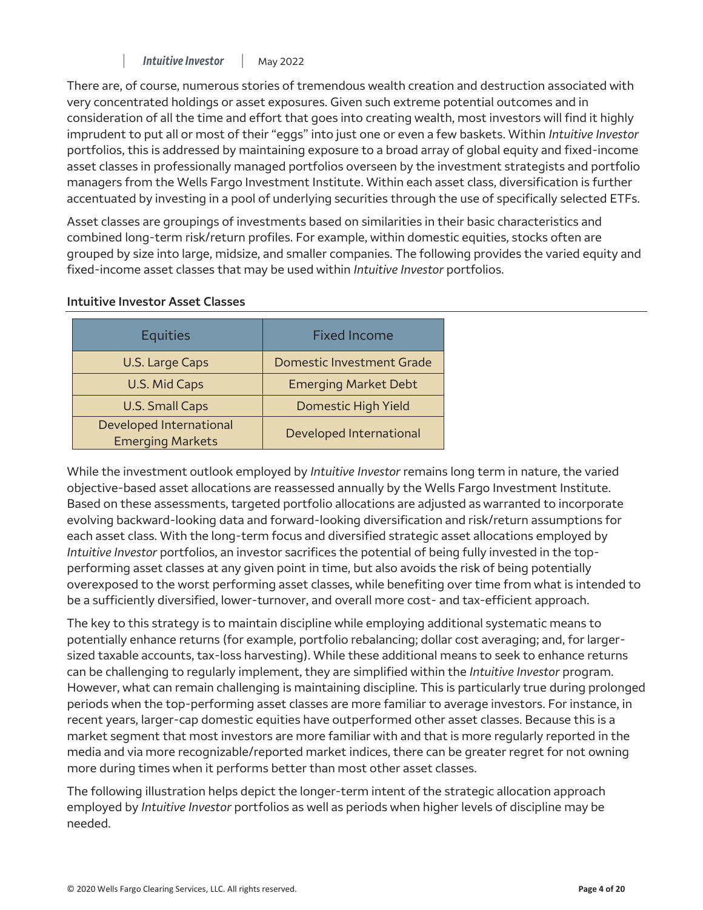There are, of course, numerous stories of tremendous wealth creation and destruction associated with very concentrated holdings or asset exposures. Given such extreme potential outcomes and in consideration of all the time and effort that goes into creating wealth, most investors will find it highly imprudent to put all or most of their "eggs" into just one or even a few baskets. Within *Intuitive Investor* portfolios, this is addressed by maintaining exposure to a broad array of global equity and fixed-income asset classes in professionally managed portfolios overseen by the investment strategists and portfolio managers from the Wells Fargo Investment Institute. Within each asset class, diversification is further accentuated by investing in a pool of underlying securities through the use of specifically selected ETFs.

Asset classes are groupings of investments based on similarities in their basic characteristics and combined long-term risk/return profiles. For example, within domestic equities, stocks often are grouped by size into large, midsize, and smaller companies. The following provides the varied equity and fixed-income asset classes that may be used within *Intuitive Investor* portfolios.

**Intuitive Investor Asset Classes**

| Equities | Fixed Income |
|---|---|
| U.S. Large Caps | Domestic Investment Grade |
| U.S. Mid Caps | Emerging Market Debt |
| U.S. Small Caps | Domestic High Yield |
| Developed International<br>Emerging Markets | Developed International |

While the investment outlook employed by *Intuitive Investor* remains long term in nature, the varied objective-based asset allocations are reassessed annually by the Wells Fargo Investment Institute. Based on these assessments, targeted portfolio allocations are adjusted as warranted to incorporate evolving backward-looking data and forward-looking diversification and risk/return assumptions for each asset class. With the long-term focus and diversified strategic asset allocations employed by *Intuitive Investor* portfolios, an investor sacrifices the potential of being fully invested in the top-performing asset classes at any given point in time, but also avoids the risk of being potentially overexposed to the worst performing asset classes, while benefiting over time from what is intended to be a sufficiently diversified, lower-turnover, and overall more cost- and tax-efficient approach.

The key to this strategy is to maintain discipline while employing additional systematic means to potentially enhance returns (for example, portfolio rebalancing; dollar cost averaging; and, for larger-sized taxable accounts, tax-loss harvesting). While these additional means to seek to enhance returns can be challenging to regularly implement, they are simplified within the *Intuitive Investor* program. However, what can remain challenging is maintaining discipline. This is particularly true during prolonged periods when the top-performing asset classes are more familiar to average investors. For instance, in recent years, larger-cap domestic equities have outperformed other asset classes. Because this is a market segment that most investors are more familiar with and that is more regularly reported in the media and via more recognizable/reported market indices, there can be greater regret for not owning more during times when it performs better than most other asset classes.

The following illustration helps depict the longer-term intent of the strategic allocation approach employed by *Intuitive Investor* portfolios as well as periods when higher levels of discipline may be needed.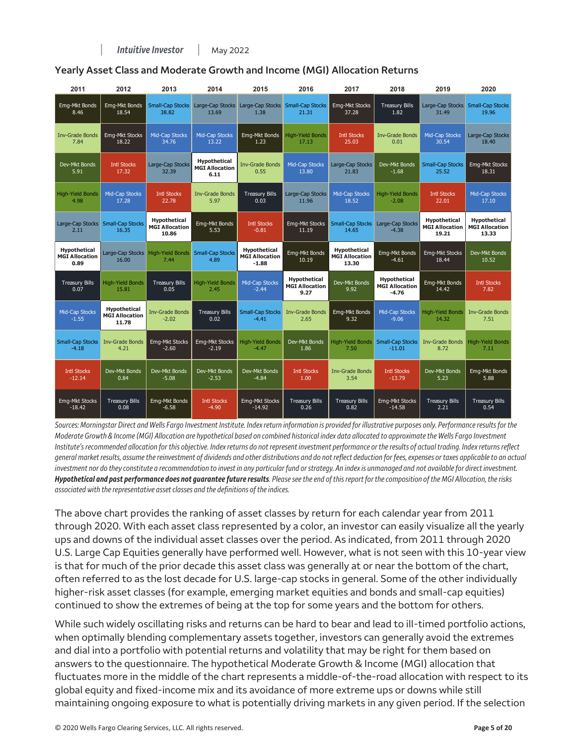## Yearly Asset Class and Moderate Growth and Income (MGI) Allocation Returns

| 2011 | 2012 | 2013 | 2014 | 2015 | 2016 | 2017 | 2018 | 2019 | 2020 |
|---|---|---|---|---|---|---|---|---|---|
| Emg-Mkt Bonds 8.46 | Emg-Mkt Bonds 18.54 | Small-Cap Stocks 38.82 | Large-Cap Stocks 13.69 | Large-Cap Stocks 1.38 | Small-Cap Stocks 21.31 | Emg-Mkt Stocks 37.28 | Treasury Bills 1.82 | Large-Cap Stocks 31.49 | Small-Cap Stocks 19.96 |
| Inv-Grade Bonds 7.84 | Emg-Mkt Stocks 18.22 | Mid-Cap Stocks 34.76 | Mid-Cap Stocks 13.22 | Emg-Mkt Bonds 1.23 | High-Yield Bonds 17.13 | Intl Stocks 25.03 | Inv-Grade Bonds 0.01 | Mid-Cap Stocks 30.54 | Large-Cap Stocks 18.40 |
| Dev-Mkt Bonds 5.91 | Intl Stocks 17.32 | Large-Cap Stocks 32.39 | **Hypothetical MGI Allocation 6.11** | Inv-Grade Bonds 0.55 | Mid-Cap Stocks 13.80 | Large-Cap Stocks 21.83 | Dev-Mkt Bonds -1.68 | Small-Cap Stocks 25.52 | Emg-Mkt Stocks 18.31 |
| High-Yield Bonds 4.98 | Mid-Cap Stocks 17.28 | Intl Stocks 22.78 | Inv-Grade Bonds 5.97 | Treasury Bills 0.03 | Large-Cap Stocks 11.96 | Mid-Cap Stocks 18.52 | High-Yield Bonds -2.08 | Intl Stocks 22.01 | Mid-Cap Stocks 17.10 |
| Large-Cap Stocks 2.11 | Small-Cap Stocks 16.35 | **Hypothetical MGI Allocation 10.86** | Emg-Mkt Bonds 5.53 | Intl Stocks -0.81 | Emg-Mkt Stocks 11.19 | Small-Cap Stocks 14.65 | Large-Cap Stocks -4.38 | **Hypothetical MGI Allocation 19.21** | **Hypothetical MGI Allocation 13.33** |
| **Hypothetical MGI Allocation 0.89** | Large-Cap Stocks 16.00 | High-Yield Bonds 7.44 | Small-Cap Stocks 4.89 | **Hypothetical MGI Allocation -1.88** | Emg-Mkt Bonds 10.19 | **Hypothetical MGI Allocation 13.30** | Emg-Mkt Bonds -4.61 | Emg-Mkt Stocks 18.44 | Dev-Mkt Bonds 10.52 |
| Treasury Bills 0.07 | High-Yield Bonds 15.81 | Treasury Bills 0.05 | High-Yield Bonds 2.45 | Mid-Cap Stocks -2.44 | **Hypothetical MGI Allocation 9.27** | Dev-Mkt Bonds 9.92 | **Hypothetical MGI Allocation -4.76** | Emg-Mkt Bonds 14.42 | Intl Stocks 7.82 |
| Mid-Cap Stocks -1.55 | **Hypothetical MGI Allocation 11.78** | Inv-Grade Bonds -2.02 | Treasury Bills 0.02 | Small-Cap Stocks -4.41 | Inv-Grade Bonds 2.65 | Emg-Mkt Bonds 9.32 | Mid-Cap Stocks -9.06 | High-Yield Bonds 14.32 | Inv-Grade Bonds 7.51 |
| Small-Cap Stocks -4.18 | Inv-Grade Bonds 4.21 | Emg-Mkt Stocks -2.60 | Emg-Mkt Stocks -2.19 | High-Yield Bonds -4.47 | Dev-Mkt Bonds 1.86 | High-Yield Bonds 7.50 | Small-Cap Stocks -11.01 | Inv-Grade Bonds 8.72 | High-Yield Bonds 7.11 |
| Intl Stocks -12.14 | Dev-Mkt Bonds 0.84 | Dev-Mkt Bonds -5.08 | Dev-Mkt Bonds -2.53 | Dev-Mkt Bonds -4.84 | Intl Stocks 1.00 | Inv-Grade Bonds 3.54 | Intl Stocks -13.79 | Dev-Mkt Bonds 5.23 | Emg-Mkt Bonds 5.88 |
| Emg-Mkt Stocks -18.42 | Treasury Bills 0.08 | Emg-Mkt Bonds -6.58 | Intl Stocks -4.90 | Emg-Mkt Stocks -14.92 | Treasury Bills 0.26 | Treasury Bills 0.82 | Emg-Mkt Stocks -14.58 | Treasury Bills 2.21 | Treasury Bills 0.54 |

*Sources: Morningstar Direct and Wells Fargo Investment Institute. Index return information is provided for illustrative purposes only. Performance results for the Moderate Growth & Income (MGI) Allocation are hypothetical based on combined historical index data allocated to approximate the Wells Fargo Investment Institute's recommended allocation for this objective. Index returns do not represent investment performance or the results of actual trading. Index returns reflect general market results, assume the reinvestment of dividends and other distributions and do not reflect deduction for fees, expenses or taxes applicable to an actual investment nor do they constitute a recommendation to invest in any particular fund or strategy. An index is unmanaged and not available for direct investment.* ***Hypothetical and past performance does not guarantee future results****. Please see the end of this report for the composition of the MGI Allocation, the risks associated with the representative asset classes and the definitions of the indices.*

The above chart provides the ranking of asset classes by return for each calendar year from 2011 through 2020. With each asset class represented by a color, an investor can easily visualize all the yearly ups and downs of the individual asset classes over the period. As indicated, from 2011 through 2020 U.S. Large Cap Equities generally have performed well. However, what is not seen with this 10-year view is that for much of the prior decade this asset class was generally at or near the bottom of the chart, often referred to as the lost decade for U.S. large-cap stocks in general. Some of the other individually higher-risk asset classes (for example, emerging market equities and bonds and small-cap equities) continued to show the extremes of being at the top for some years and the bottom for others.

While such widely oscillating risks and returns can be hard to bear and lead to ill-timed portfolio actions, when optimally blending complementary assets together, investors can generally avoid the extremes and dial into a portfolio with potential returns and volatility that may be right for them based on answers to the questionnaire. The hypothetical Moderate Growth & Income (MGI) allocation that fluctuates more in the middle of the chart represents a middle-of-the-road allocation with respect to its global equity and fixed-income mix and its avoidance of more extreme ups or downs while still maintaining ongoing exposure to what is potentially driving markets in any given period. If the selection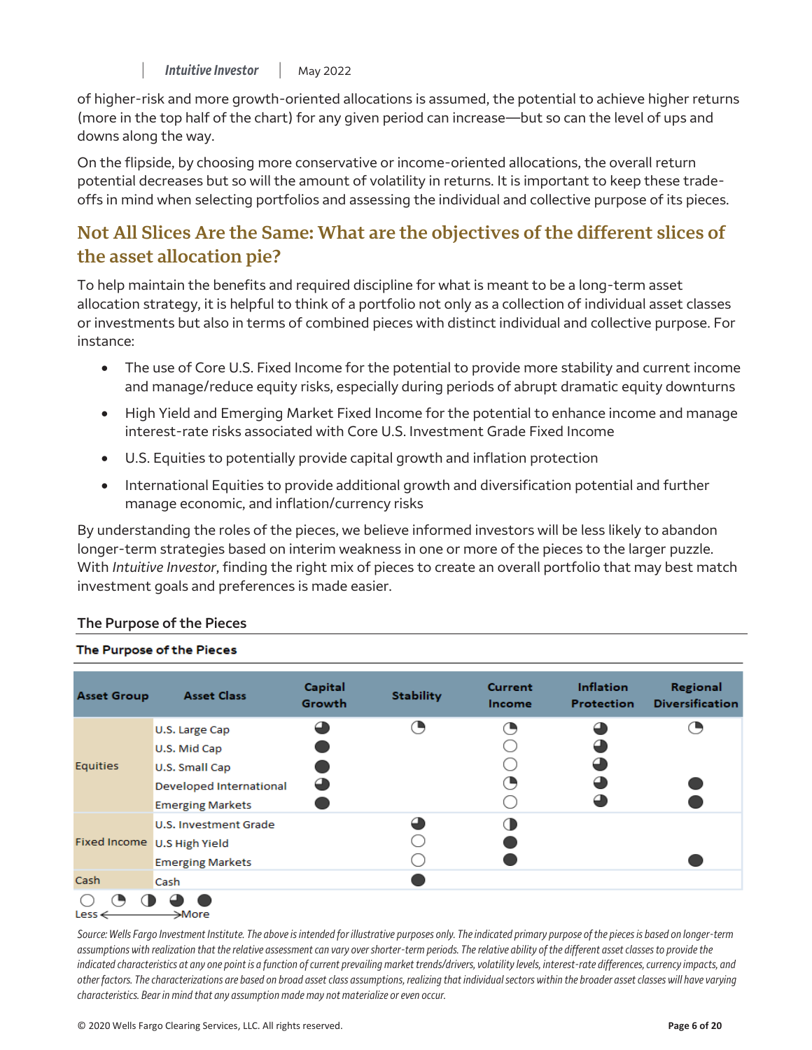of higher-risk and more growth-oriented allocations is assumed, the potential to achieve higher returns (more in the top half of the chart) for any given period can increase—but so can the level of ups and downs along the way.

On the flipside, by choosing more conservative or income-oriented allocations, the overall return potential decreases but so will the amount of volatility in returns. It is important to keep these trade-offs in mind when selecting portfolios and assessing the individual and collective purpose of its pieces.

## Not All Slices Are the Same: What are the objectives of the different slices of the asset allocation pie?

To help maintain the benefits and required discipline for what is meant to be a long-term asset allocation strategy, it is helpful to think of a portfolio not only as a collection of individual asset classes or investments but also in terms of combined pieces with distinct individual and collective purpose. For instance:

- The use of Core U.S. Fixed Income for the potential to provide more stability and current income and manage/reduce equity risks, especially during periods of abrupt dramatic equity downturns
- High Yield and Emerging Market Fixed Income for the potential to enhance income and manage interest-rate risks associated with Core U.S. Investment Grade Fixed Income
- U.S. Equities to potentially provide capital growth and inflation protection
- International Equities to provide additional growth and diversification potential and further manage economic, and inflation/currency risks

By understanding the roles of the pieces, we believe informed investors will be less likely to abandon longer-term strategies based on interim weakness in one or more of the pieces to the larger puzzle. With *Intuitive Investor*, finding the right mix of pieces to create an overall portfolio that may best match investment goals and preferences is made easier.

### The Purpose of the Pieces

**The Purpose of the Pieces**

| Asset Group | Asset Class | Capital Growth | Stability | Current Income | Inflation Protection | Regional Diversification |
|---|---|---|---|---|---|---|
| Equities | U.S. Large Cap | ◕ | ◔ | ◔ | ◕ | ◔ |
| | U.S. Mid Cap | ● | | ○ | ◕ | |
| | U.S. Small Cap | ● | | ○ | ◕ | |
| | Developed International | ◕ | | ◔ | ◕ | ● |
| | Emerging Markets | ● | | ○ | ◕ | ● |
| Fixed Income | U.S. Investment Grade | | ◕ | ◑ | | |
| | U.S High Yield | | ○ | ● | | |
| | Emerging Markets | | ○ | ● | | ● |
| Cash | Cash | | ● | | | |

○ ◔ ◑ ◕ ●
Less ⟵⟶ More

*Source: Wells Fargo Investment Institute. The above is intended for illustrative purposes only. The indicated primary purpose of the pieces is based on longer-term assumptions with realization that the relative assessment can vary over shorter-term periods. The relative ability of the different asset classes to provide the indicated characteristics at any one point is a function of current prevailing market trends/drivers, volatility levels, interest-rate differences, currency impacts, and other factors. The characterizations are based on broad asset class assumptions, realizing that individual sectors within the broader asset classes will have varying characteristics. Bear in mind that any assumption made may not materialize or even occur.*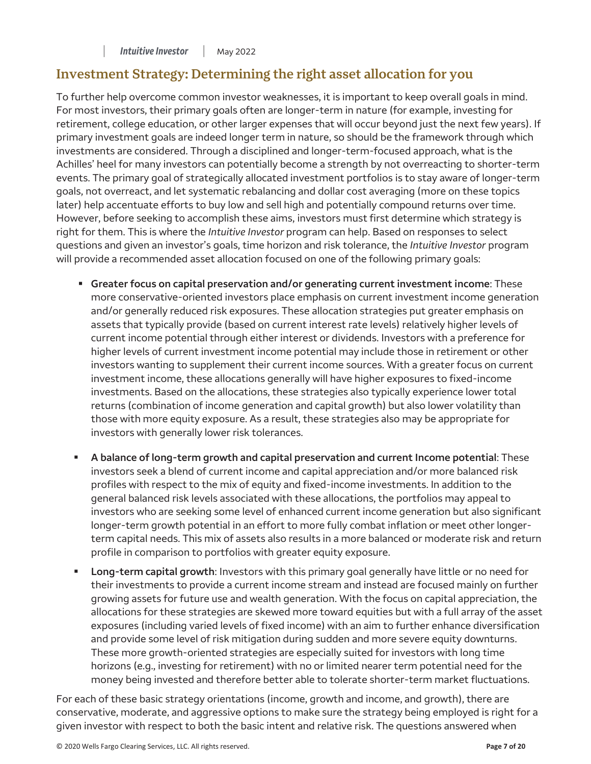## Investment Strategy: Determining the right asset allocation for you

To further help overcome common investor weaknesses, it is important to keep overall goals in mind. For most investors, their primary goals often are longer-term in nature (for example, investing for retirement, college education, or other larger expenses that will occur beyond just the next few years). If primary investment goals are indeed longer term in nature, so should be the framework through which investments are considered. Through a disciplined and longer-term-focused approach, what is the Achilles' heel for many investors can potentially become a strength by not overreacting to shorter-term events. The primary goal of strategically allocated investment portfolios is to stay aware of longer-term goals, not overreact, and let systematic rebalancing and dollar cost averaging (more on these topics later) help accentuate efforts to buy low and sell high and potentially compound returns over time. However, before seeking to accomplish these aims, investors must first determine which strategy is right for them. This is where the *Intuitive Investor* program can help. Based on responses to select questions and given an investor's goals, time horizon and risk tolerance, the *Intuitive Investor* program will provide a recommended asset allocation focused on one of the following primary goals:

- **Greater focus on capital preservation and/or generating current investment income**: These more conservative-oriented investors place emphasis on current investment income generation and/or generally reduced risk exposures. These allocation strategies put greater emphasis on assets that typically provide (based on current interest rate levels) relatively higher levels of current income potential through either interest or dividends. Investors with a preference for higher levels of current investment income potential may include those in retirement or other investors wanting to supplement their current income sources. With a greater focus on current investment income, these allocations generally will have higher exposures to fixed-income investments. Based on the allocations, these strategies also typically experience lower total returns (combination of income generation and capital growth) but also lower volatility than those with more equity exposure. As a result, these strategies also may be appropriate for investors with generally lower risk tolerances.

- **A balance of long-term growth and capital preservation and current Income potential**: These investors seek a blend of current income and capital appreciation and/or more balanced risk profiles with respect to the mix of equity and fixed-income investments. In addition to the general balanced risk levels associated with these allocations, the portfolios may appeal to investors who are seeking some level of enhanced current income generation but also significant longer-term growth potential in an effort to more fully combat inflation or meet other longer-term capital needs. This mix of assets also results in a more balanced or moderate risk and return profile in comparison to portfolios with greater equity exposure.

- **Long-term capital growth**: Investors with this primary goal generally have little or no need for their investments to provide a current income stream and instead are focused mainly on further growing assets for future use and wealth generation. With the focus on capital appreciation, the allocations for these strategies are skewed more toward equities but with a full array of the asset exposures (including varied levels of fixed income) with an aim to further enhance diversification and provide some level of risk mitigation during sudden and more severe equity downturns. These more growth-oriented strategies are especially suited for investors with long time horizons (e.g., investing for retirement) with no or limited nearer term potential need for the money being invested and therefore better able to tolerate shorter-term market fluctuations.

For each of these basic strategy orientations (income, growth and income, and growth), there are conservative, moderate, and aggressive options to make sure the strategy being employed is right for a given investor with respect to both the basic intent and relative risk. The questions answered when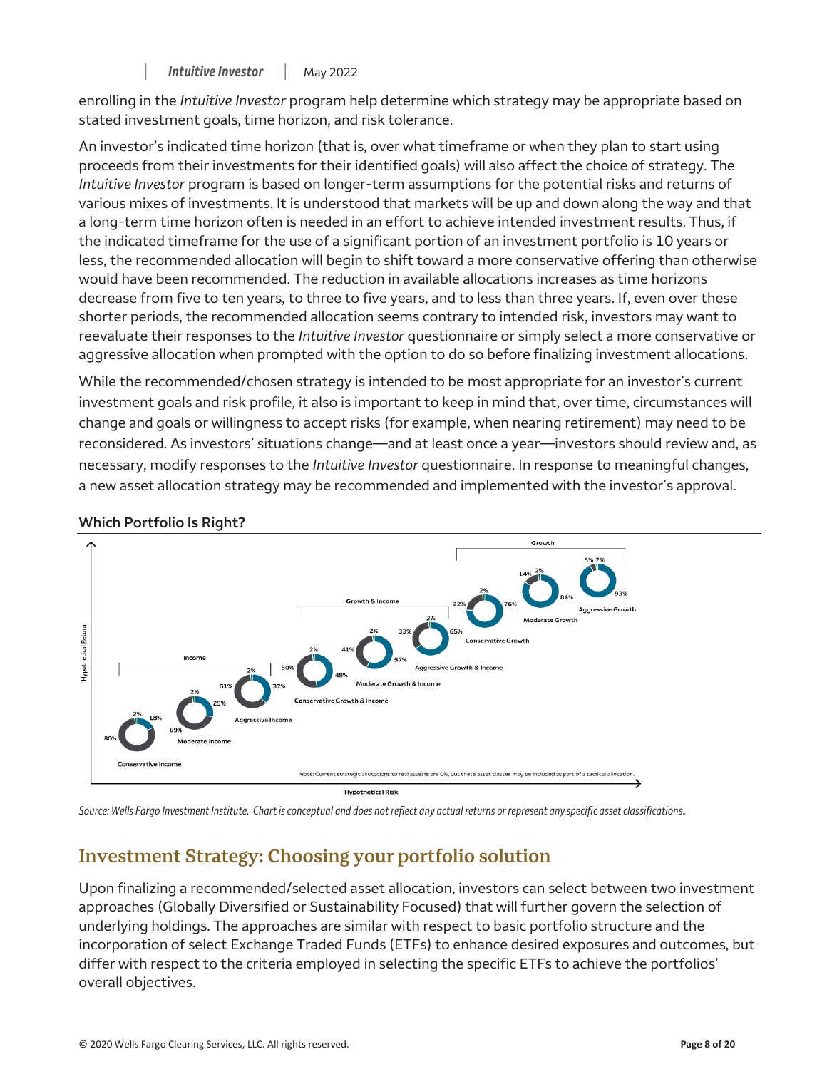enrolling in the *Intuitive Investor* program help determine which strategy may be appropriate based on stated investment goals, time horizon, and risk tolerance.

An investor's indicated time horizon (that is, over what timeframe or when they plan to start using proceeds from their investments for their identified goals) will also affect the choice of strategy. The *Intuitive Investor* program is based on longer-term assumptions for the potential risks and returns of various mixes of investments. It is understood that markets will be up and down along the way and that a long-term time horizon often is needed in an effort to achieve intended investment results. Thus, if the indicated timeframe for the use of a significant portion of an investment portfolio is 10 years or less, the recommended allocation will begin to shift toward a more conservative offering than otherwise would have been recommended. The reduction in available allocations increases as time horizons decrease from five to ten years, to three to five years, and to less than three years. If, even over these shorter periods, the recommended allocation seems contrary to intended risk, investors may want to reevaluate their responses to the *Intuitive Investor* questionnaire or simply select a more conservative or aggressive allocation when prompted with the option to do so before finalizing investment allocations.

While the recommended/chosen strategy is intended to be most appropriate for an investor's current investment goals and risk profile, it also is important to keep in mind that, over time, circumstances will change and goals or willingness to accept risks (for example, when nearing retirement) may need to be reconsidered. As investors' situations change—and at least once a year—investors should review and, as necessary, modify responses to the *Intuitive Investor* questionnaire. In response to meaningful changes, a new asset allocation strategy may be recommended and implemented with the investor's approval.

**Which Portfolio Is Right?**

| Category | Portfolio | Allocations shown |
|---|---|---|
| Income | Conservative Income | 80%, 18%, 2% |
| Income | Moderate Income | 69%, 29%, 2% |
| Income | Aggressive Income | 61%, 37%, 2% |
| Growth & Income | Conservative Growth & Income | 50%, 48%, 2% |
| Growth & Income | Moderate Growth & Income | 41%, 57%, 2% |
| Growth & Income | Aggressive Growth & Income | 33%, 65%, 2% |
| Growth | Conservative Growth | 22%, 76%, 2% |
| Growth | Moderate Growth | 14%, 84%, 2% |
| Growth | Aggressive Growth | 5%, 93%, 2% |

Hypothetical Return (vertical axis); Hypothetical Risk (horizontal axis)

Note: Current strategic allocations to real assets are 0%, but these asset classes may be included as part of a tactical allocation.

*Source: Wells Fargo Investment Institute. Chart is conceptual and does not reflect any actual returns or represent any specific asset classifications.*

## Investment Strategy: Choosing your portfolio solution

Upon finalizing a recommended/selected asset allocation, investors can select between two investment approaches (Globally Diversified or Sustainability Focused) that will further govern the selection of underlying holdings. The approaches are similar with respect to basic portfolio structure and the incorporation of select Exchange Traded Funds (ETFs) to enhance desired exposures and outcomes, but differ with respect to the criteria employed in selecting the specific ETFs to achieve the portfolios' overall objectives.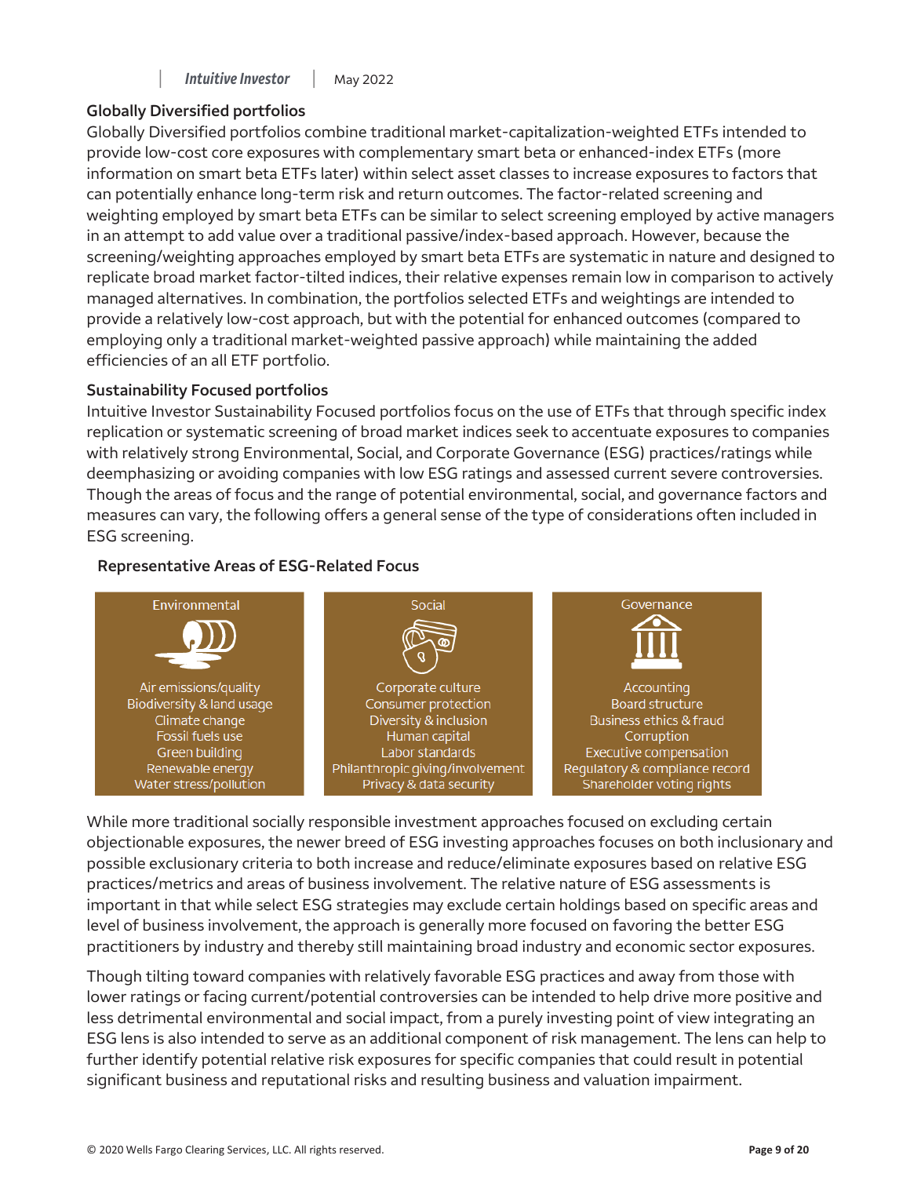### Globally Diversified portfolios

Globally Diversified portfolios combine traditional market-capitalization-weighted ETFs intended to provide low-cost core exposures with complementary smart beta or enhanced-index ETFs (more information on smart beta ETFs later) within select asset classes to increase exposures to factors that can potentially enhance long-term risk and return outcomes. The factor-related screening and weighting employed by smart beta ETFs can be similar to select screening employed by active managers in an attempt to add value over a traditional passive/index-based approach. However, because the screening/weighting approaches employed by smart beta ETFs are systematic in nature and designed to replicate broad market factor-tilted indices, their relative expenses remain low in comparison to actively managed alternatives. In combination, the portfolios selected ETFs and weightings are intended to provide a relatively low-cost approach, but with the potential for enhanced outcomes (compared to employing only a traditional market-weighted passive approach) while maintaining the added efficiencies of an all ETF portfolio.

### Sustainability Focused portfolios

Intuitive Investor Sustainability Focused portfolios focus on the use of ETFs that through specific index replication or systematic screening of broad market indices seek to accentuate exposures to companies with relatively strong Environmental, Social, and Corporate Governance (ESG) practices/ratings while deemphasizing or avoiding companies with low ESG ratings and assessed current severe controversies. Though the areas of focus and the range of potential environmental, social, and governance factors and measures can vary, the following offers a general sense of the type of considerations often included in ESG screening.

**Representative Areas of ESG-Related Focus**

| Environmental | Social | Governance |
| --- | --- | --- |
| Air emissions/quality | Corporate culture | Accounting |
| Biodiversity & land usage | Consumer protection | Board structure |
| Climate change | Diversity & inclusion | Business ethics & fraud |
| Fossil fuels use | Human capital | Corruption |
| Green building | Labor standards | Executive compensation |
| Renewable energy | Philanthropic giving/involvement | Regulatory & compliance record |
| Water stress/pollution | Privacy & data security | Shareholder voting rights |

While more traditional socially responsible investment approaches focused on excluding certain objectionable exposures, the newer breed of ESG investing approaches focuses on both inclusionary and possible exclusionary criteria to both increase and reduce/eliminate exposures based on relative ESG practices/metrics and areas of business involvement. The relative nature of ESG assessments is important in that while select ESG strategies may exclude certain holdings based on specific areas and level of business involvement, the approach is generally more focused on favoring the better ESG practitioners by industry and thereby still maintaining broad industry and economic sector exposures.

Though tilting toward companies with relatively favorable ESG practices and away from those with lower ratings or facing current/potential controversies can be intended to help drive more positive and less detrimental environmental and social impact, from a purely investing point of view integrating an ESG lens is also intended to serve as an additional component of risk management. The lens can help to further identify potential relative risk exposures for specific companies that could result in potential significant business and reputational risks and resulting business and valuation impairment.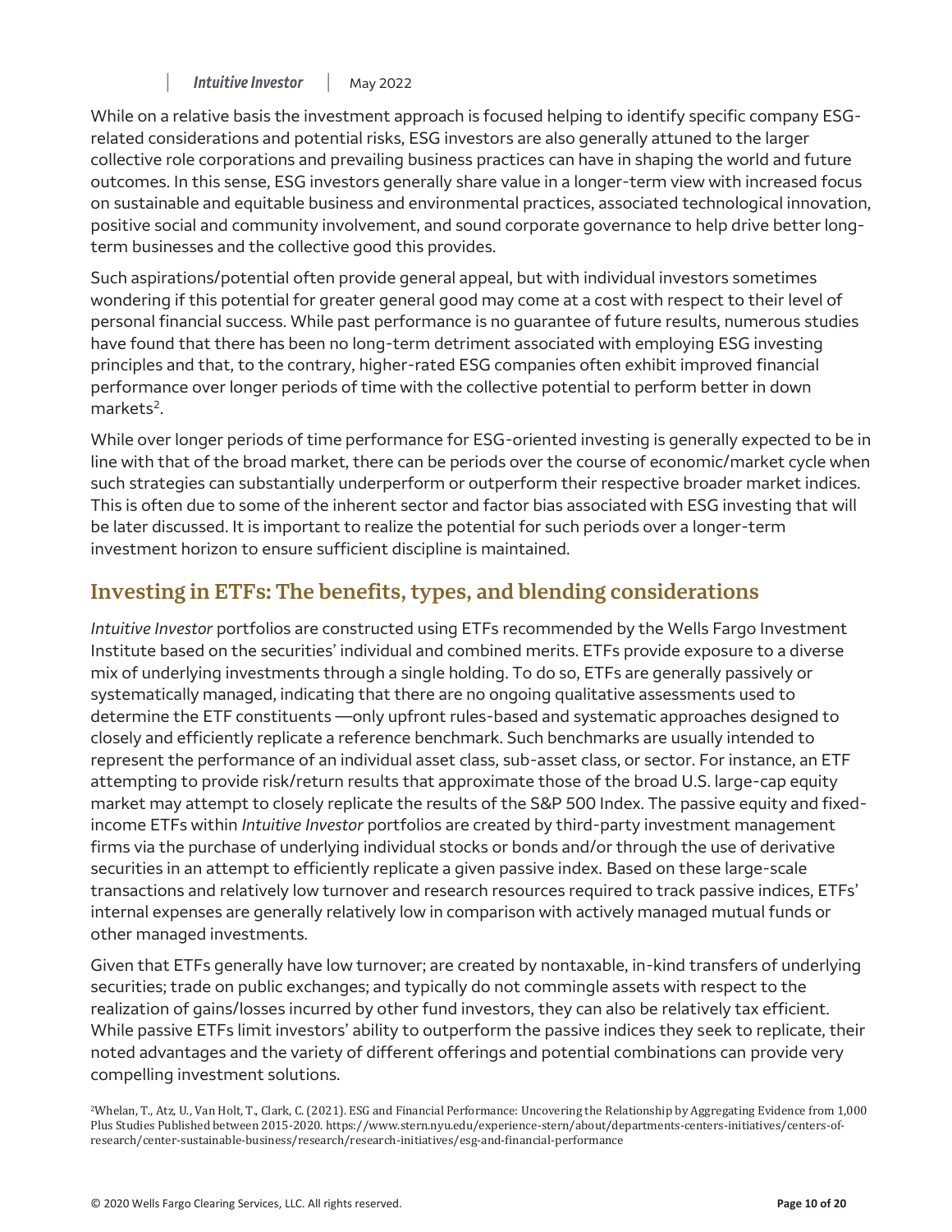While on a relative basis the investment approach is focused helping to identify specific company ESG-related considerations and potential risks, ESG investors are also generally attuned to the larger collective role corporations and prevailing business practices can have in shaping the world and future outcomes. In this sense, ESG investors generally share value in a longer-term view with increased focus on sustainable and equitable business and environmental practices, associated technological innovation, positive social and community involvement, and sound corporate governance to help drive better long-term businesses and the collective good this provides.

Such aspirations/potential often provide general appeal, but with individual investors sometimes wondering if this potential for greater general good may come at a cost with respect to their level of personal financial success. While past performance is no guarantee of future results, numerous studies have found that there has been no long-term detriment associated with employing ESG investing principles and that, to the contrary, higher-rated ESG companies often exhibit improved financial performance over longer periods of time with the collective potential to perform better in down markets[2].

While over longer periods of time performance for ESG-oriented investing is generally expected to be in line with that of the broad market, there can be periods over the course of economic/market cycle when such strategies can substantially underperform or outperform their respective broader market indices. This is often due to some of the inherent sector and factor bias associated with ESG investing that will be later discussed. It is important to realize the potential for such periods over a longer-term investment horizon to ensure sufficient discipline is maintained.

## Investing in ETFs: The benefits, types, and blending considerations

*Intuitive Investor* portfolios are constructed using ETFs recommended by the Wells Fargo Investment Institute based on the securities' individual and combined merits. ETFs provide exposure to a diverse mix of underlying investments through a single holding. To do so, ETFs are generally passively or systematically managed, indicating that there are no ongoing qualitative assessments used to determine the ETF constituents —only upfront rules-based and systematic approaches designed to closely and efficiently replicate a reference benchmark. Such benchmarks are usually intended to represent the performance of an individual asset class, sub-asset class, or sector. For instance, an ETF attempting to provide risk/return results that approximate those of the broad U.S. large-cap equity market may attempt to closely replicate the results of the S&P 500 Index. The passive equity and fixed-income ETFs within *Intuitive Investor* portfolios are created by third-party investment management firms via the purchase of underlying individual stocks or bonds and/or through the use of derivative securities in an attempt to efficiently replicate a given passive index. Based on these large-scale transactions and relatively low turnover and research resources required to track passive indices, ETFs' internal expenses are generally relatively low in comparison with actively managed mutual funds or other managed investments.

Given that ETFs generally have low turnover; are created by nontaxable, in-kind transfers of underlying securities; trade on public exchanges; and typically do not commingle assets with respect to the realization of gains/losses incurred by other fund investors, they can also be relatively tax efficient. While passive ETFs limit investors' ability to outperform the passive indices they seek to replicate, their noted advantages and the variety of different offerings and potential combinations can provide very compelling investment solutions.

[2]Whelan, T., Atz, U., Van Holt, T., Clark, C. (2021). ESG and Financial Performance: Uncovering the Relationship by Aggregating Evidence from 1,000 Plus Studies Published between 2015-2020. https://www.stern.nyu.edu/experience-stern/about/departments-centers-initiatives/centers-of-research/center-sustainable-business/research/research-initiatives/esg-and-financial-performance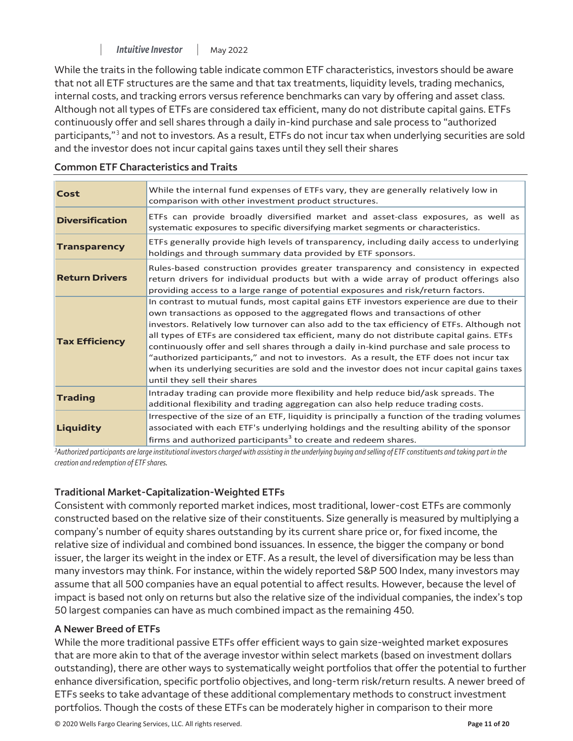While the traits in the following table indicate common ETF characteristics, investors should be aware that not all ETF structures are the same and that tax treatments, liquidity levels, trading mechanics, internal costs, and tracking errors versus reference benchmarks can vary by offering and asset class. Although not all types of ETFs are considered tax efficient, many do not distribute capital gains. ETFs continuously offer and sell shares through a daily in-kind purchase and sale process to "authorized participants,"[3] and not to investors. As a result, ETFs do not incur tax when underlying securities are sold and the investor does not incur capital gains taxes until they sell their shares

**Common ETF Characteristics and Traits**

| | |
|---|---|
| **Cost** | While the internal fund expenses of ETFs vary, they are generally relatively low in comparison with other investment product structures. |
| **Diversification** | ETFs can provide broadly diversified market and asset-class exposures, as well as systematic exposures to specific diversifying market segments or characteristics. |
| **Transparency** | ETFs generally provide high levels of transparency, including daily access to underlying holdings and through summary data provided by ETF sponsors. |
| **Return Drivers** | Rules-based construction provides greater transparency and consistency in expected return drivers for individual products but with a wide array of product offerings also providing access to a large range of potential exposures and risk/return factors. |
| **Tax Efficiency** | In contrast to mutual funds, most capital gains ETF investors experience are due to their own transactions as opposed to the aggregated flows and transactions of other investors. Relatively low turnover can also add to the tax efficiency of ETFs. Although not all types of ETFs are considered tax efficient, many do not distribute capital gains. ETFs continuously offer and sell shares through a daily in-kind purchase and sale process to "authorized participants," and not to investors. As a result, the ETF does not incur tax when its underlying securities are sold and the investor does not incur capital gains taxes until they sell their shares |
| **Trading** | Intraday trading can provide more flexibility and help reduce bid/ask spreads. The additional flexibility and trading aggregation can also help reduce trading costs. |
| **Liquidity** | Irrespective of the size of an ETF, liquidity is principally a function of the trading volumes associated with each ETF's underlying holdings and the resulting ability of the sponsor firms and authorized participants[3] to create and redeem shares. |

*[3]Authorized participants are large institutional investors charged with assisting in the underlying buying and selling of ETF constituents and taking part in the creation and redemption of ETF shares.*

### Traditional Market-Capitalization-Weighted ETFs

Consistent with commonly reported market indices, most traditional, lower-cost ETFs are commonly constructed based on the relative size of their constituents. Size generally is measured by multiplying a company's number of equity shares outstanding by its current share price or, for fixed income, the relative size of individual and combined bond issuances. In essence, the bigger the company or bond issuer, the larger its weight in the index or ETF. As a result, the level of diversification may be less than many investors may think. For instance, within the widely reported S&P 500 Index, many investors may assume that all 500 companies have an equal potential to affect results. However, because the level of impact is based not only on returns but also the relative size of the individual companies, the index's top 50 largest companies can have as much combined impact as the remaining 450.

### A Newer Breed of ETFs

While the more traditional passive ETFs offer efficient ways to gain size-weighted market exposures that are more akin to that of the average investor within select markets (based on investment dollars outstanding), there are other ways to systematically weight portfolios that offer the potential to further enhance diversification, specific portfolio objectives, and long-term risk/return results. A newer breed of ETFs seeks to take advantage of these additional complementary methods to construct investment portfolios. Though the costs of these ETFs can be moderately higher in comparison to their more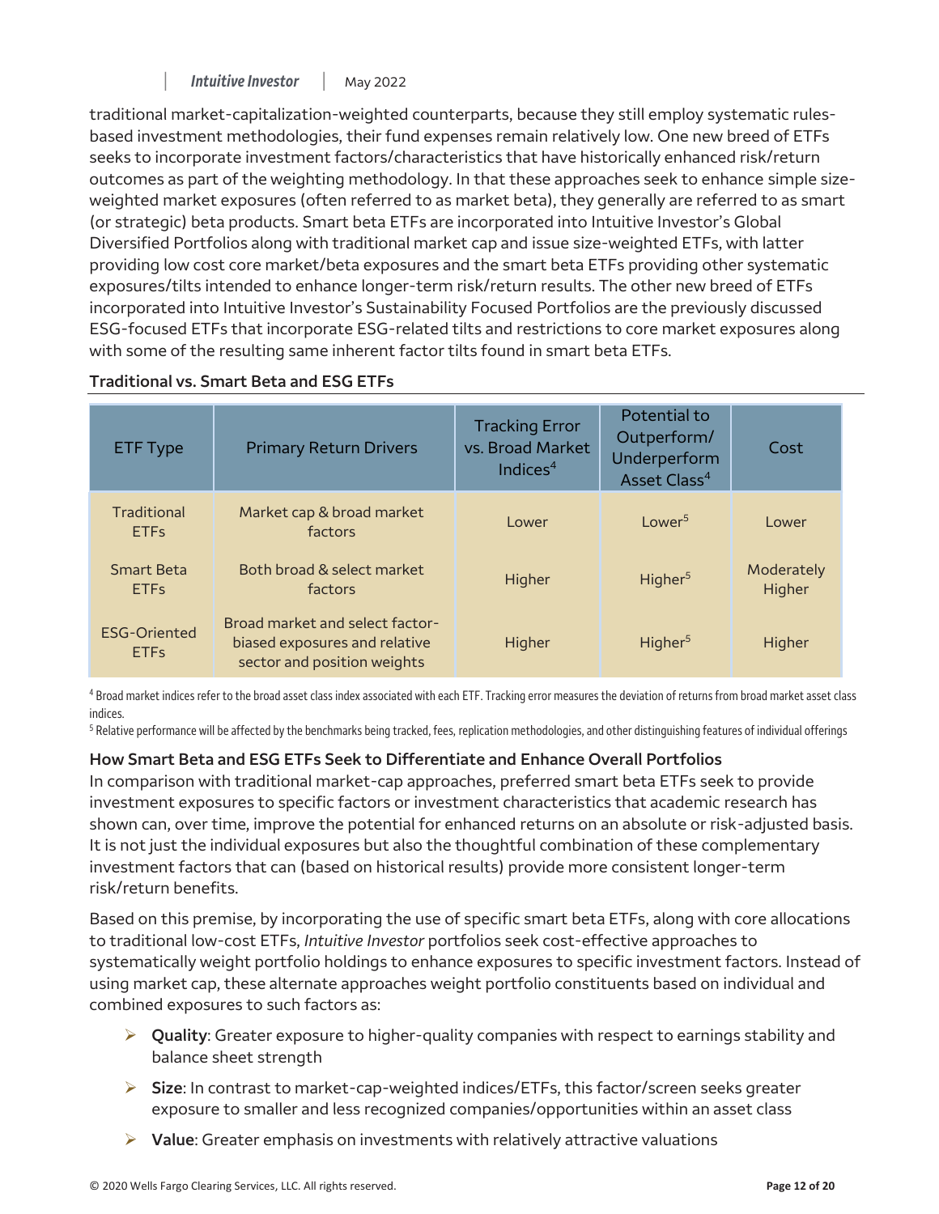traditional market-capitalization-weighted counterparts, because they still employ systematic rules-based investment methodologies, their fund expenses remain relatively low. One new breed of ETFs seeks to incorporate investment factors/characteristics that have historically enhanced risk/return outcomes as part of the weighting methodology. In that these approaches seek to enhance simple size-weighted market exposures (often referred to as market beta), they generally are referred to as smart (or strategic) beta products. Smart beta ETFs are incorporated into Intuitive Investor's Global Diversified Portfolios along with traditional market cap and issue size-weighted ETFs, with latter providing low cost core market/beta exposures and the smart beta ETFs providing other systematic exposures/tilts intended to enhance longer-term risk/return results. The other new breed of ETFs incorporated into Intuitive Investor's Sustainability Focused Portfolios are the previously discussed ESG-focused ETFs that incorporate ESG-related tilts and restrictions to core market exposures along with some of the resulting same inherent factor tilts found in smart beta ETFs.

**Traditional vs. Smart Beta and ESG ETFs**

| ETF Type | Primary Return Drivers | Tracking Error vs. Broad Market Indices[4] | Potential to Outperform/ Underperform Asset Class[4] | Cost |
|---|---|---|---|---|
| Traditional ETFs | Market cap & broad market factors | Lower | Lower[5] | Lower |
| Smart Beta ETFs | Both broad & select market factors | Higher | Higher[5] | Moderately Higher |
| ESG-Oriented ETFs | Broad market and select factor-biased exposures and relative sector and position weights | Higher | Higher[5] | Higher |

[4] Broad market indices refer to the broad asset class index associated with each ETF. Tracking error measures the deviation of returns from broad market asset class indices.

[5] Relative performance will be affected by the benchmarks being tracked, fees, replication methodologies, and other distinguishing features of individual offerings

**How Smart Beta and ESG ETFs Seek to Differentiate and Enhance Overall Portfolios**

In comparison with traditional market-cap approaches, preferred smart beta ETFs seek to provide investment exposures to specific factors or investment characteristics that academic research has shown can, over time, improve the potential for enhanced returns on an absolute or risk-adjusted basis. It is not just the individual exposures but also the thoughtful combination of these complementary investment factors that can (based on historical results) provide more consistent longer-term risk/return benefits.

Based on this premise, by incorporating the use of specific smart beta ETFs, along with core allocations to traditional low-cost ETFs, *Intuitive Investor* portfolios seek cost-effective approaches to systematically weight portfolio holdings to enhance exposures to specific investment factors. Instead of using market cap, these alternate approaches weight portfolio constituents based on individual and combined exposures to such factors as:

- **Quality**: Greater exposure to higher-quality companies with respect to earnings stability and balance sheet strength
- **Size**: In contrast to market-cap-weighted indices/ETFs, this factor/screen seeks greater exposure to smaller and less recognized companies/opportunities within an asset class
- **Value**: Greater emphasis on investments with relatively attractive valuations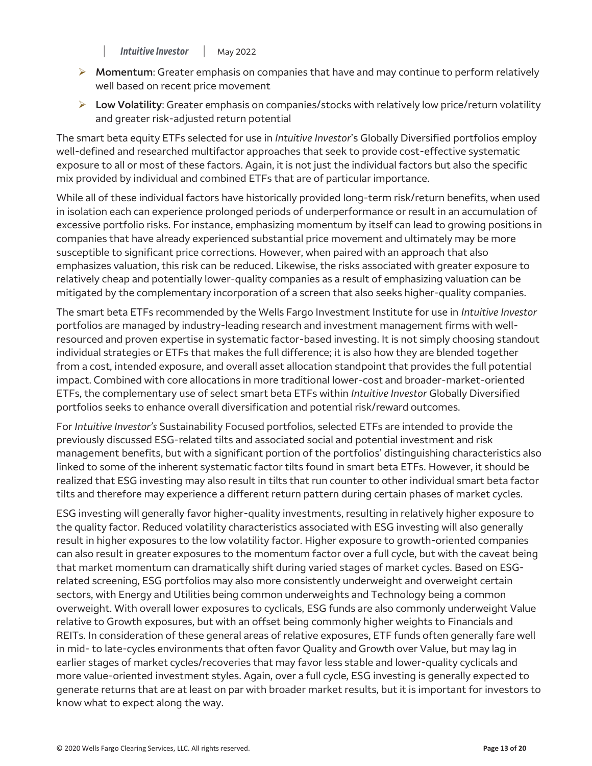- **Momentum**: Greater emphasis on companies that have and may continue to perform relatively well based on recent price movement
- **Low Volatility**: Greater emphasis on companies/stocks with relatively low price/return volatility and greater risk-adjusted return potential

The smart beta equity ETFs selected for use in *Intuitive Investor*'s Globally Diversified portfolios employ well-defined and researched multifactor approaches that seek to provide cost-effective systematic exposure to all or most of these factors. Again, it is not just the individual factors but also the specific mix provided by individual and combined ETFs that are of particular importance.

While all of these individual factors have historically provided long-term risk/return benefits, when used in isolation each can experience prolonged periods of underperformance or result in an accumulation of excessive portfolio risks. For instance, emphasizing momentum by itself can lead to growing positions in companies that have already experienced substantial price movement and ultimately may be more susceptible to significant price corrections. However, when paired with an approach that also emphasizes valuation, this risk can be reduced. Likewise, the risks associated with greater exposure to relatively cheap and potentially lower-quality companies as a result of emphasizing valuation can be mitigated by the complementary incorporation of a screen that also seeks higher-quality companies.

The smart beta ETFs recommended by the Wells Fargo Investment Institute for use in *Intuitive Investor* portfolios are managed by industry-leading research and investment management firms with well-resourced and proven expertise in systematic factor-based investing. It is not simply choosing standout individual strategies or ETFs that makes the full difference; it is also how they are blended together from a cost, intended exposure, and overall asset allocation standpoint that provides the full potential impact. Combined with core allocations in more traditional lower-cost and broader-market-oriented ETFs, the complementary use of select smart beta ETFs within *Intuitive Investor* Globally Diversified portfolios seeks to enhance overall diversification and potential risk/reward outcomes.

For *Intuitive Investor's* Sustainability Focused portfolios, selected ETFs are intended to provide the previously discussed ESG-related tilts and associated social and potential investment and risk management benefits, but with a significant portion of the portfolios' distinguishing characteristics also linked to some of the inherent systematic factor tilts found in smart beta ETFs. However, it should be realized that ESG investing may also result in tilts that run counter to other individual smart beta factor tilts and therefore may experience a different return pattern during certain phases of market cycles.

ESG investing will generally favor higher-quality investments, resulting in relatively higher exposure to the quality factor. Reduced volatility characteristics associated with ESG investing will also generally result in higher exposures to the low volatility factor. Higher exposure to growth-oriented companies can also result in greater exposures to the momentum factor over a full cycle, but with the caveat being that market momentum can dramatically shift during varied stages of market cycles. Based on ESG-related screening, ESG portfolios may also more consistently underweight and overweight certain sectors, with Energy and Utilities being common underweights and Technology being a common overweight. With overall lower exposures to cyclicals, ESG funds are also commonly underweight Value relative to Growth exposures, but with an offset being commonly higher weights to Financials and REITs. In consideration of these general areas of relative exposures, ETF funds often generally fare well in mid- to late-cycles environments that often favor Quality and Growth over Value, but may lag in earlier stages of market cycles/recoveries that may favor less stable and lower-quality cyclicals and more value-oriented investment styles. Again, over a full cycle, ESG investing is generally expected to generate returns that are at least on par with broader market results, but it is important for investors to know what to expect along the way.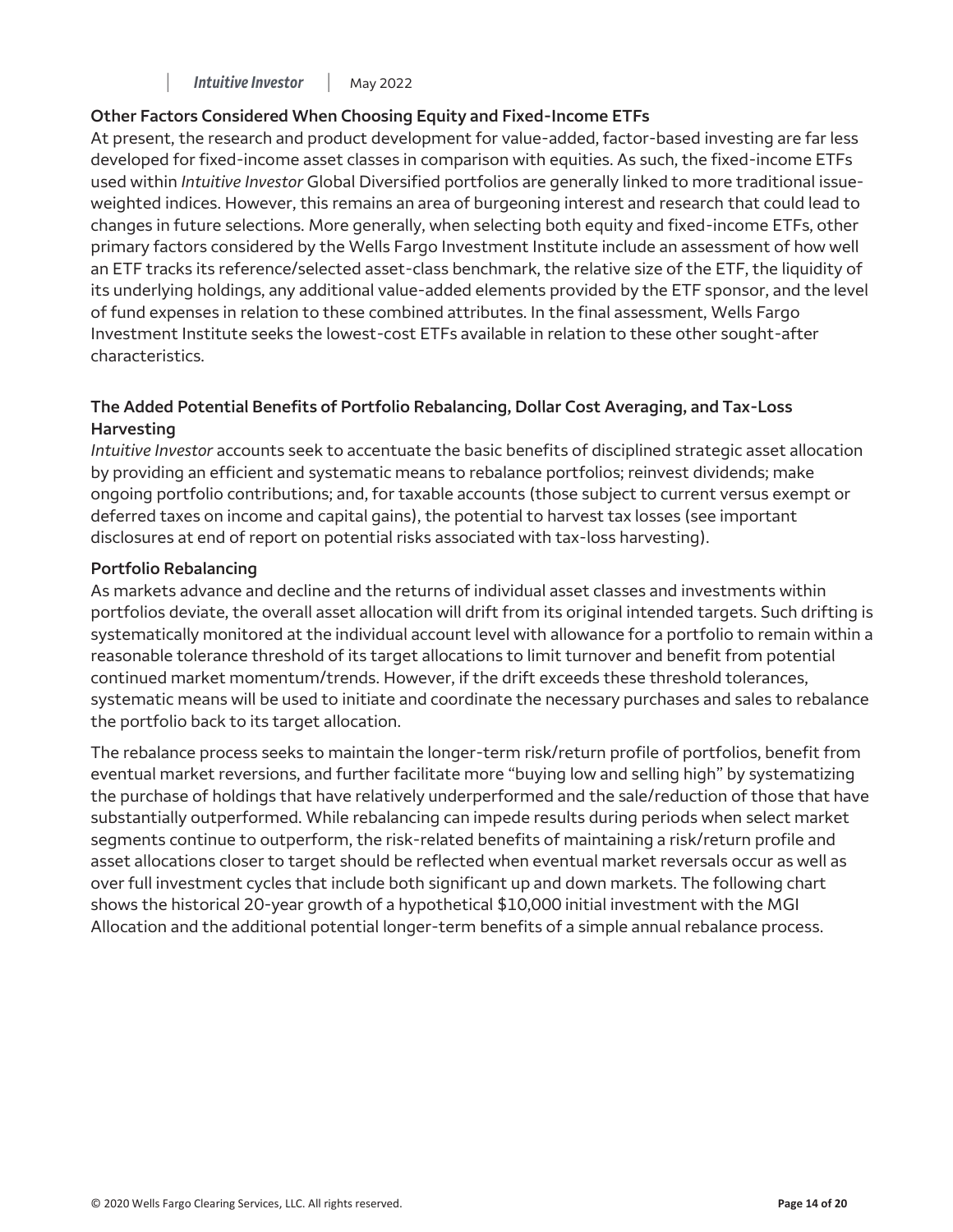### Other Factors Considered When Choosing Equity and Fixed-Income ETFs

At present, the research and product development for value-added, factor-based investing are far less developed for fixed-income asset classes in comparison with equities. As such, the fixed-income ETFs used within *Intuitive Investor* Global Diversified portfolios are generally linked to more traditional issue-weighted indices. However, this remains an area of burgeoning interest and research that could lead to changes in future selections. More generally, when selecting both equity and fixed-income ETFs, other primary factors considered by the Wells Fargo Investment Institute include an assessment of how well an ETF tracks its reference/selected asset-class benchmark, the relative size of the ETF, the liquidity of its underlying holdings, any additional value-added elements provided by the ETF sponsor, and the level of fund expenses in relation to these combined attributes. In the final assessment, Wells Fargo Investment Institute seeks the lowest-cost ETFs available in relation to these other sought-after characteristics.

### The Added Potential Benefits of Portfolio Rebalancing, Dollar Cost Averaging, and Tax-Loss Harvesting

*Intuitive Investor* accounts seek to accentuate the basic benefits of disciplined strategic asset allocation by providing an efficient and systematic means to rebalance portfolios; reinvest dividends; make ongoing portfolio contributions; and, for taxable accounts (those subject to current versus exempt or deferred taxes on income and capital gains), the potential to harvest tax losses (see important disclosures at end of report on potential risks associated with tax-loss harvesting).

#### Portfolio Rebalancing

As markets advance and decline and the returns of individual asset classes and investments within portfolios deviate, the overall asset allocation will drift from its original intended targets. Such drifting is systematically monitored at the individual account level with allowance for a portfolio to remain within a reasonable tolerance threshold of its target allocations to limit turnover and benefit from potential continued market momentum/trends. However, if the drift exceeds these threshold tolerances, systematic means will be used to initiate and coordinate the necessary purchases and sales to rebalance the portfolio back to its target allocation.

The rebalance process seeks to maintain the longer-term risk/return profile of portfolios, benefit from eventual market reversions, and further facilitate more "buying low and selling high" by systematizing the purchase of holdings that have relatively underperformed and the sale/reduction of those that have substantially outperformed. While rebalancing can impede results during periods when select market segments continue to outperform, the risk-related benefits of maintaining a risk/return profile and asset allocations closer to target should be reflected when eventual market reversals occur as well as over full investment cycles that include both significant up and down markets. The following chart shows the historical 20-year growth of a hypothetical $10,000 initial investment with the MGI Allocation and the additional potential longer-term benefits of a simple annual rebalance process.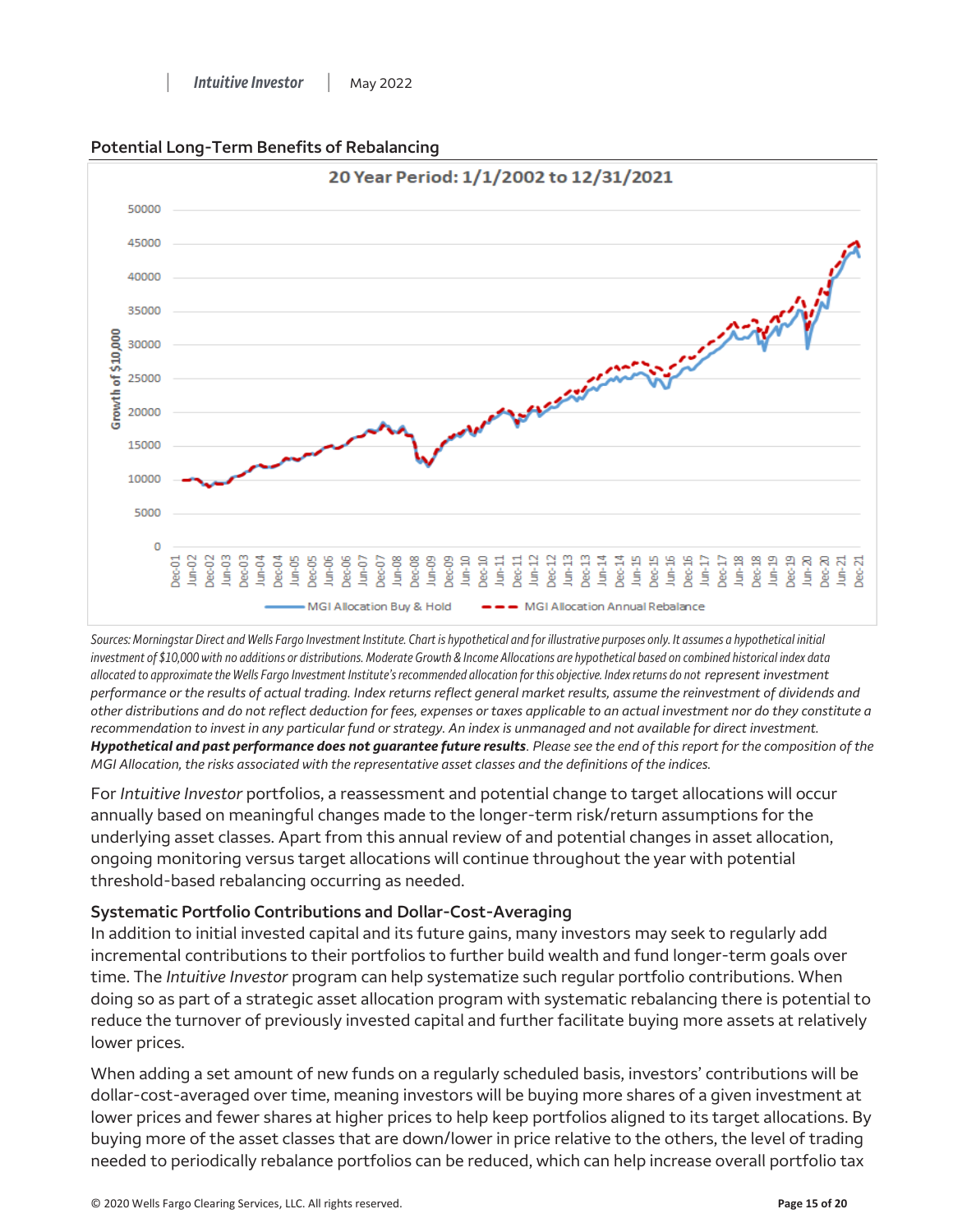## Potential Long-Term Benefits of Rebalancing

*Sources: Morningstar Direct and Wells Fargo Investment Institute. Chart is hypothetical and for illustrative purposes only. It assumes a hypothetical initial investment of $10,000 with no additions or distributions. Moderate Growth & Income Allocations are hypothetical based on combined historical index data allocated to approximate the Wells Fargo Investment Institute's recommended allocation for this objective. Index returns do not represent investment performance or the results of actual trading. Index returns reflect general market results, assume the reinvestment of dividends and other distributions and do not reflect deduction for fees, expenses or taxes applicable to an actual investment nor do they constitute a recommendation to invest in any particular fund or strategy. An index is unmanaged and not available for direct investment.* ***Hypothetical and past performance does not guarantee future results****. Please see the end of this report for the composition of the MGI Allocation, the risks associated with the representative asset classes and the definitions of the indices.*

For *Intuitive Investor* portfolios, a reassessment and potential change to target allocations will occur annually based on meaningful changes made to the longer-term risk/return assumptions for the underlying asset classes. Apart from this annual review of and potential changes in asset allocation, ongoing monitoring versus target allocations will continue throughout the year with potential threshold-based rebalancing occurring as needed.

### Systematic Portfolio Contributions and Dollar-Cost-Averaging

In addition to initial invested capital and its future gains, many investors may seek to regularly add incremental contributions to their portfolios to further build wealth and fund longer-term goals over time. The *Intuitive Investor* program can help systematize such regular portfolio contributions. When doing so as part of a strategic asset allocation program with systematic rebalancing there is potential to reduce the turnover of previously invested capital and further facilitate buying more assets at relatively lower prices.

When adding a set amount of new funds on a regularly scheduled basis, investors' contributions will be dollar-cost-averaged over time, meaning investors will be buying more shares of a given investment at lower prices and fewer shares at higher prices to help keep portfolios aligned to its target allocations. By buying more of the asset classes that are down/lower in price relative to the others, the level of trading needed to periodically rebalance portfolios can be reduced, which can help increase overall portfolio tax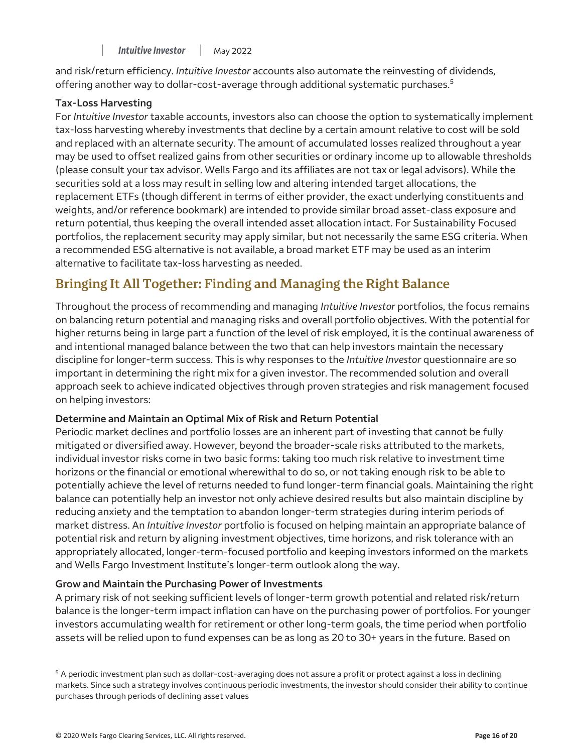and risk/return efficiency. *Intuitive Investor* accounts also automate the reinvesting of dividends, offering another way to dollar-cost-average through additional systematic purchases.[5]

**Tax-Loss Harvesting**

For *Intuitive Investor* taxable accounts, investors also can choose the option to systematically implement tax-loss harvesting whereby investments that decline by a certain amount relative to cost will be sold and replaced with an alternate security. The amount of accumulated losses realized throughout a year may be used to offset realized gains from other securities or ordinary income up to allowable thresholds (please consult your tax advisor. Wells Fargo and its affiliates are not tax or legal advisors). While the securities sold at a loss may result in selling low and altering intended target allocations, the replacement ETFs (though different in terms of either provider, the exact underlying constituents and weights, and/or reference bookmark) are intended to provide similar broad asset-class exposure and return potential, thus keeping the overall intended asset allocation intact. For Sustainability Focused portfolios, the replacement security may apply similar, but not necessarily the same ESG criteria. When a recommended ESG alternative is not available, a broad market ETF may be used as an interim alternative to facilitate tax-loss harvesting as needed.

## Bringing It All Together: Finding and Managing the Right Balance

Throughout the process of recommending and managing *Intuitive Investor* portfolios, the focus remains on balancing return potential and managing risks and overall portfolio objectives. With the potential for higher returns being in large part a function of the level of risk employed, it is the continual awareness of and intentional managed balance between the two that can help investors maintain the necessary discipline for longer-term success. This is why responses to the *Intuitive Investor* questionnaire are so important in determining the right mix for a given investor. The recommended solution and overall approach seek to achieve indicated objectives through proven strategies and risk management focused on helping investors:

**Determine and Maintain an Optimal Mix of Risk and Return Potential**

Periodic market declines and portfolio losses are an inherent part of investing that cannot be fully mitigated or diversified away. However, beyond the broader-scale risks attributed to the markets, individual investor risks come in two basic forms: taking too much risk relative to investment time horizons or the financial or emotional wherewithal to do so, or not taking enough risk to be able to potentially achieve the level of returns needed to fund longer-term financial goals. Maintaining the right balance can potentially help an investor not only achieve desired results but also maintain discipline by reducing anxiety and the temptation to abandon longer-term strategies during interim periods of market distress. An *Intuitive Investor* portfolio is focused on helping maintain an appropriate balance of potential risk and return by aligning investment objectives, time horizons, and risk tolerance with an appropriately allocated, longer-term-focused portfolio and keeping investors informed on the markets and Wells Fargo Investment Institute's longer-term outlook along the way.

**Grow and Maintain the Purchasing Power of Investments**

A primary risk of not seeking sufficient levels of longer-term growth potential and related risk/return balance is the longer-term impact inflation can have on the purchasing power of portfolios. For younger investors accumulating wealth for retirement or other long-term goals, the time period when portfolio assets will be relied upon to fund expenses can be as long as 20 to 30+ years in the future. Based on

[5] A periodic investment plan such as dollar-cost-averaging does not assure a profit or protect against a loss in declining markets. Since such a strategy involves continuous periodic investments, the investor should consider their ability to continue purchases through periods of declining asset values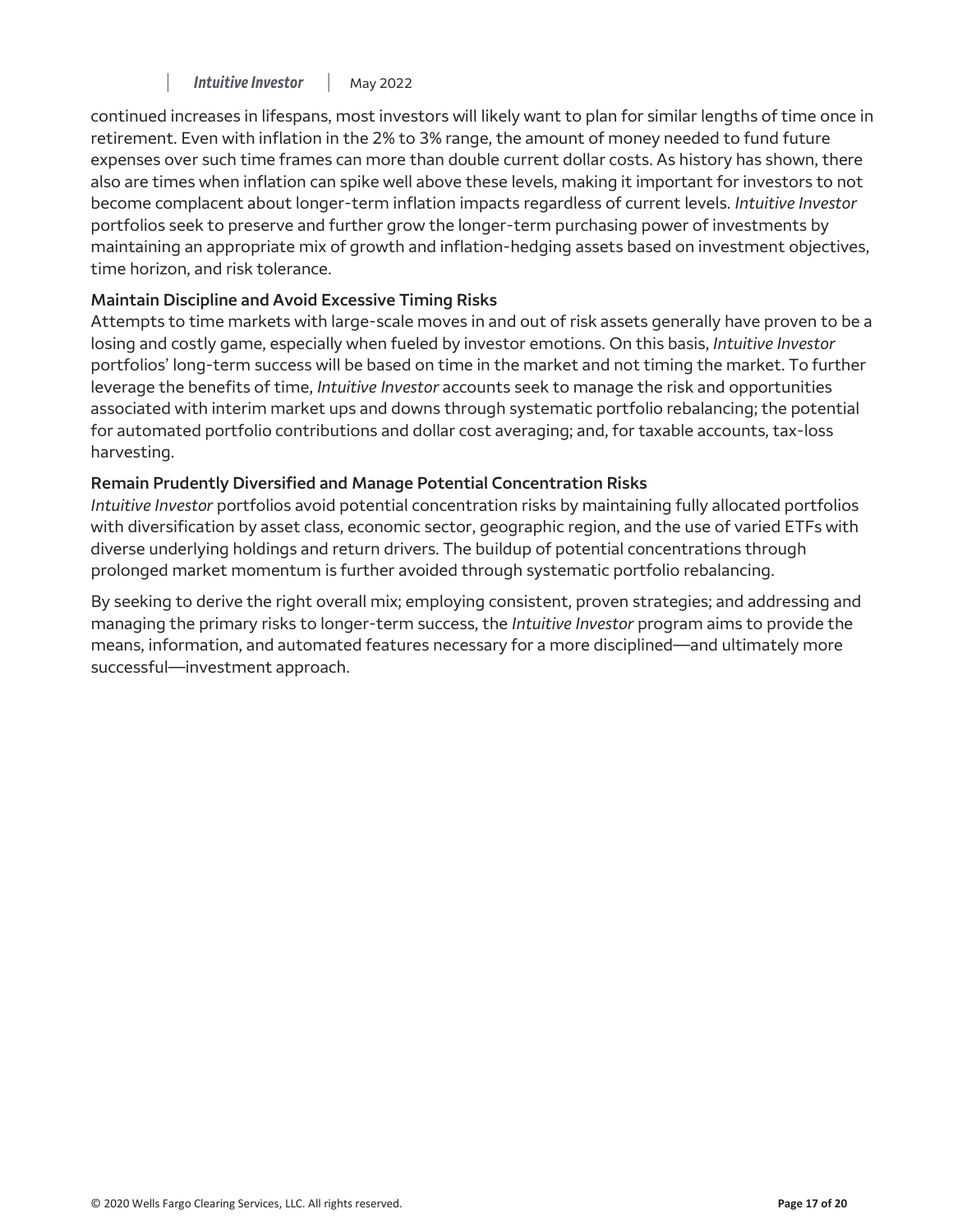continued increases in lifespans, most investors will likely want to plan for similar lengths of time once in retirement. Even with inflation in the 2% to 3% range, the amount of money needed to fund future expenses over such time frames can more than double current dollar costs. As history has shown, there also are times when inflation can spike well above these levels, making it important for investors to not become complacent about longer-term inflation impacts regardless of current levels. *Intuitive Investor* portfolios seek to preserve and further grow the longer-term purchasing power of investments by maintaining an appropriate mix of growth and inflation-hedging assets based on investment objectives, time horizon, and risk tolerance.

**Maintain Discipline and Avoid Excessive Timing Risks**

Attempts to time markets with large-scale moves in and out of risk assets generally have proven to be a losing and costly game, especially when fueled by investor emotions. On this basis, *Intuitive Investor* portfolios' long-term success will be based on time in the market and not timing the market. To further leverage the benefits of time, *Intuitive Investor* accounts seek to manage the risk and opportunities associated with interim market ups and downs through systematic portfolio rebalancing; the potential for automated portfolio contributions and dollar cost averaging; and, for taxable accounts, tax-loss harvesting.

**Remain Prudently Diversified and Manage Potential Concentration Risks**

*Intuitive Investor* portfolios avoid potential concentration risks by maintaining fully allocated portfolios with diversification by asset class, economic sector, geographic region, and the use of varied ETFs with diverse underlying holdings and return drivers. The buildup of potential concentrations through prolonged market momentum is further avoided through systematic portfolio rebalancing.

By seeking to derive the right overall mix; employing consistent, proven strategies; and addressing and managing the primary risks to longer-term success, the *Intuitive Investor* program aims to provide the means, information, and automated features necessary for a more disciplined—and ultimately more successful—investment approach.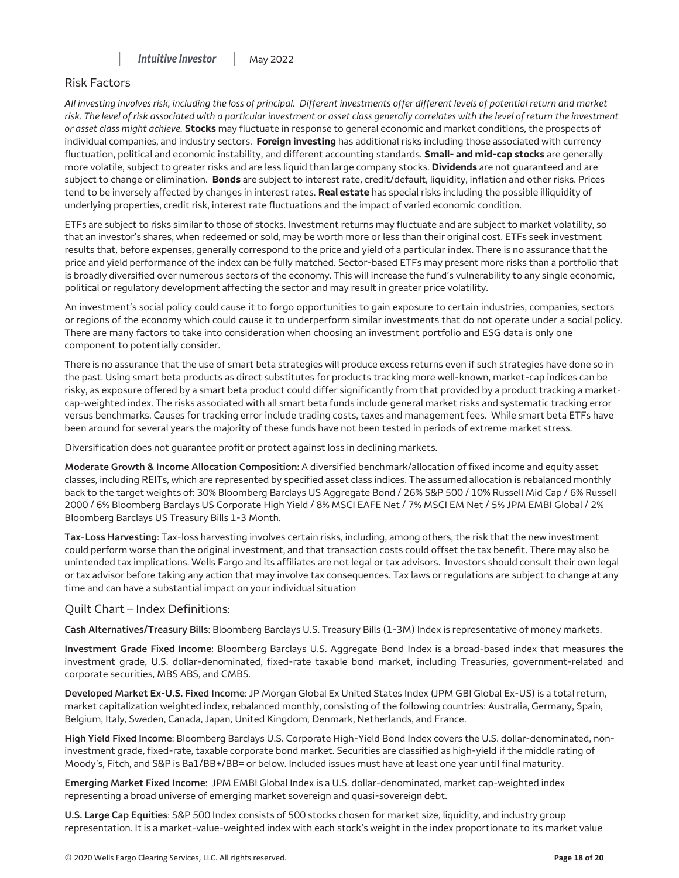## Risk Factors

*All investing involves risk, including the loss of principal. Different investments offer different levels of potential return and market risk. The level of risk associated with a particular investment or asset class generally correlates with the level of return the investment or asset class might achieve.* **Stocks** may fluctuate in response to general economic and market conditions, the prospects of individual companies, and industry sectors. **Foreign investing** has additional risks including those associated with currency fluctuation, political and economic instability, and different accounting standards. **Small- and mid-cap stocks** are generally more volatile, subject to greater risks and are less liquid than large company stocks. **Dividends** are not guaranteed and are subject to change or elimination. **Bonds** are subject to interest rate, credit/default, liquidity, inflation and other risks. Prices tend to be inversely affected by changes in interest rates. **Real estate** has special risks including the possible illiquidity of underlying properties, credit risk, interest rate fluctuations and the impact of varied economic condition.

ETFs are subject to risks similar to those of stocks. Investment returns may fluctuate and are subject to market volatility, so that an investor's shares, when redeemed or sold, may be worth more or less than their original cost. ETFs seek investment results that, before expenses, generally correspond to the price and yield of a particular index. There is no assurance that the price and yield performance of the index can be fully matched. Sector-based ETFs may present more risks than a portfolio that is broadly diversified over numerous sectors of the economy. This will increase the fund's vulnerability to any single economic, political or regulatory development affecting the sector and may result in greater price volatility.

An investment's social policy could cause it to forgo opportunities to gain exposure to certain industries, companies, sectors or regions of the economy which could cause it to underperform similar investments that do not operate under a social policy. There are many factors to take into consideration when choosing an investment portfolio and ESG data is only one component to potentially consider.

There is no assurance that the use of smart beta strategies will produce excess returns even if such strategies have done so in the past. Using smart beta products as direct substitutes for products tracking more well-known, market-cap indices can be risky, as exposure offered by a smart beta product could differ significantly from that provided by a product tracking a market-cap-weighted index. The risks associated with all smart beta funds include general market risks and systematic tracking error versus benchmarks. Causes for tracking error include trading costs, taxes and management fees. While smart beta ETFs have been around for several years the majority of these funds have not been tested in periods of extreme market stress.

Diversification does not guarantee profit or protect against loss in declining markets.

**Moderate Growth & Income Allocation Composition**: A diversified benchmark/allocation of fixed income and equity asset classes, including REITs, which are represented by specified asset class indices. The assumed allocation is rebalanced monthly back to the target weights of: 30% Bloomberg Barclays US Aggregate Bond / 26% S&P 500 / 10% Russell Mid Cap / 6% Russell 2000 / 6% Bloomberg Barclays US Corporate High Yield / 8% MSCI EAFE Net / 7% MSCI EM Net / 5% JPM EMBI Global / 2% Bloomberg Barclays US Treasury Bills 1-3 Month.

**Tax-Loss Harvesting**: Tax-loss harvesting involves certain risks, including, among others, the risk that the new investment could perform worse than the original investment, and that transaction costs could offset the tax benefit. There may also be unintended tax implications. Wells Fargo and its affiliates are not legal or tax advisors. Investors should consult their own legal or tax advisor before taking any action that may involve tax consequences. Tax laws or regulations are subject to change at any time and can have a substantial impact on your individual situation

## Quilt Chart – Index Definitions:

**Cash Alternatives/Treasury Bills**: Bloomberg Barclays U.S. Treasury Bills (1-3M) Index is representative of money markets.

**Investment Grade Fixed Income**: Bloomberg Barclays U.S. Aggregate Bond Index is a broad-based index that measures the investment grade, U.S. dollar-denominated, fixed-rate taxable bond market, including Treasuries, government-related and corporate securities, MBS ABS, and CMBS.

**Developed Market Ex-U.S. Fixed Income**: JP Morgan Global Ex United States Index (JPM GBI Global Ex-US) is a total return, market capitalization weighted index, rebalanced monthly, consisting of the following countries: Australia, Germany, Spain, Belgium, Italy, Sweden, Canada, Japan, United Kingdom, Denmark, Netherlands, and France.

**High Yield Fixed Income**: Bloomberg Barclays U.S. Corporate High-Yield Bond Index covers the U.S. dollar-denominated, non-investment grade, fixed-rate, taxable corporate bond market. Securities are classified as high-yield if the middle rating of Moody's, Fitch, and S&P is Ba1/BB+/BB= or below. Included issues must have at least one year until final maturity.

**Emerging Market Fixed Income**: JPM EMBI Global Index is a U.S. dollar-denominated, market cap-weighted index representing a broad universe of emerging market sovereign and quasi-sovereign debt.

**U.S. Large Cap Equities**: S&P 500 Index consists of 500 stocks chosen for market size, liquidity, and industry group representation. It is a market-value-weighted index with each stock's weight in the index proportionate to its market value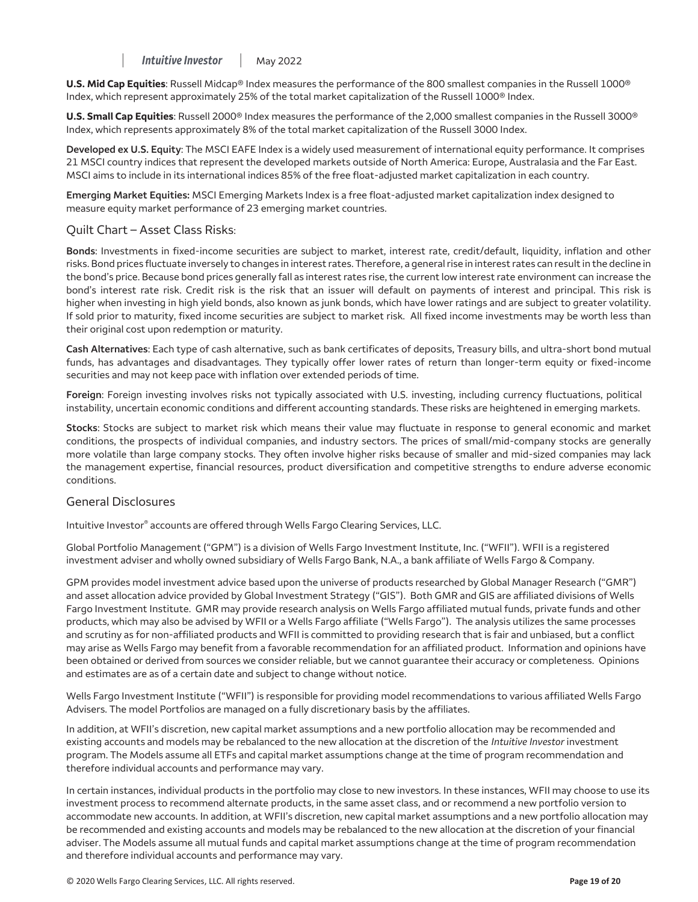**U.S. Mid Cap Equities**: Russell Midcap® Index measures the performance of the 800 smallest companies in the Russell 1000® Index, which represent approximately 25% of the total market capitalization of the Russell 1000® Index.

**U.S. Small Cap Equities**: Russell 2000® Index measures the performance of the 2,000 smallest companies in the Russell 3000® Index, which represents approximately 8% of the total market capitalization of the Russell 3000 Index.

**Developed ex U.S. Equity**: The MSCI EAFE Index is a widely used measurement of international equity performance. It comprises 21 MSCI country indices that represent the developed markets outside of North America: Europe, Australasia and the Far East. MSCI aims to include in its international indices 85% of the free float-adjusted market capitalization in each country.

**Emerging Market Equities:** MSCI Emerging Markets Index is a free float-adjusted market capitalization index designed to measure equity market performance of 23 emerging market countries.

## Quilt Chart – Asset Class Risks:

**Bonds**: Investments in fixed-income securities are subject to market, interest rate, credit/default, liquidity, inflation and other risks. Bond prices fluctuate inversely to changes in interest rates. Therefore, a general rise in interest rates can result in the decline in the bond's price. Because bond prices generally fall as interest rates rise, the current low interest rate environment can increase the bond's interest rate risk. Credit risk is the risk that an issuer will default on payments of interest and principal. This risk is higher when investing in high yield bonds, also known as junk bonds, which have lower ratings and are subject to greater volatility. If sold prior to maturity, fixed income securities are subject to market risk. All fixed income investments may be worth less than their original cost upon redemption or maturity.

**Cash Alternatives**: Each type of cash alternative, such as bank certificates of deposits, Treasury bills, and ultra-short bond mutual funds, has advantages and disadvantages. They typically offer lower rates of return than longer-term equity or fixed-income securities and may not keep pace with inflation over extended periods of time.

**Foreign**: Foreign investing involves risks not typically associated with U.S. investing, including currency fluctuations, political instability, uncertain economic conditions and different accounting standards. These risks are heightened in emerging markets.

**Stocks**: Stocks are subject to market risk which means their value may fluctuate in response to general economic and market conditions, the prospects of individual companies, and industry sectors. The prices of small/mid-company stocks are generally more volatile than large company stocks. They often involve higher risks because of smaller and mid-sized companies may lack the management expertise, financial resources, product diversification and competitive strengths to endure adverse economic conditions.

## General Disclosures

Intuitive Investor® accounts are offered through Wells Fargo Clearing Services, LLC.

Global Portfolio Management ("GPM") is a division of Wells Fargo Investment Institute, Inc. ("WFII"). WFII is a registered investment adviser and wholly owned subsidiary of Wells Fargo Bank, N.A., a bank affiliate of Wells Fargo & Company.

GPM provides model investment advice based upon the universe of products researched by Global Manager Research ("GMR") and asset allocation advice provided by Global Investment Strategy ("GIS"). Both GMR and GIS are affiliated divisions of Wells Fargo Investment Institute. GMR may provide research analysis on Wells Fargo affiliated mutual funds, private funds and other products, which may also be advised by WFII or a Wells Fargo affiliate ("Wells Fargo"). The analysis utilizes the same processes and scrutiny as for non-affiliated products and WFII is committed to providing research that is fair and unbiased, but a conflict may arise as Wells Fargo may benefit from a favorable recommendation for an affiliated product. Information and opinions have been obtained or derived from sources we consider reliable, but we cannot guarantee their accuracy or completeness. Opinions and estimates are as of a certain date and subject to change without notice.

Wells Fargo Investment Institute ("WFII") is responsible for providing model recommendations to various affiliated Wells Fargo Advisers. The model Portfolios are managed on a fully discretionary basis by the affiliates.

In addition, at WFII's discretion, new capital market assumptions and a new portfolio allocation may be recommended and existing accounts and models may be rebalanced to the new allocation at the discretion of the *Intuitive Investor* investment program. The Models assume all ETFs and capital market assumptions change at the time of program recommendation and therefore individual accounts and performance may vary.

In certain instances, individual products in the portfolio may close to new investors. In these instances, WFII may choose to use its investment process to recommend alternate products, in the same asset class, and or recommend a new portfolio version to accommodate new accounts. In addition, at WFII's discretion, new capital market assumptions and a new portfolio allocation may be recommended and existing accounts and models may be rebalanced to the new allocation at the discretion of your financial adviser. The Models assume all mutual funds and capital market assumptions change at the time of program recommendation and therefore individual accounts and performance may vary.

© 2020 Wells Fargo Clearing Services, LLC. All rights reserved.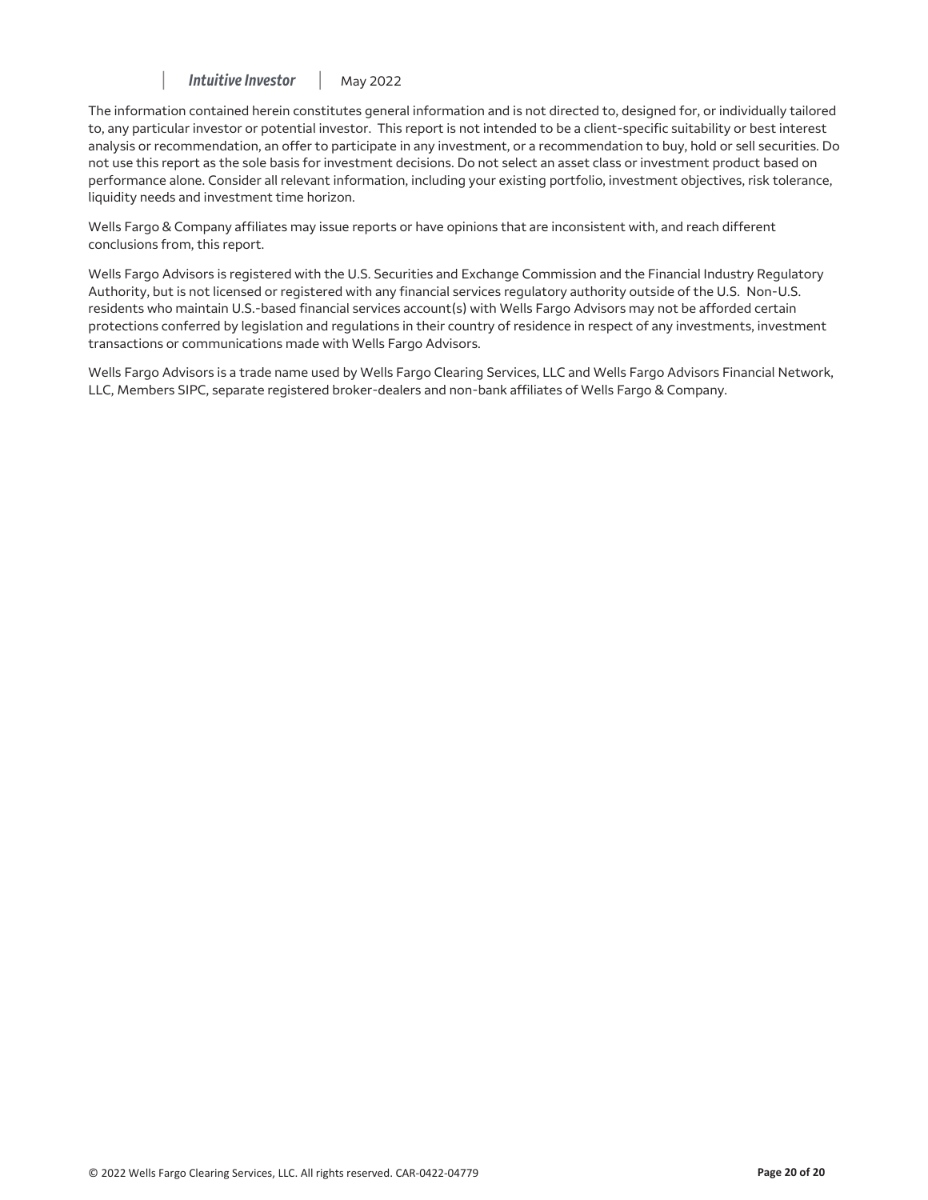The information contained herein constitutes general information and is not directed to, designed for, or individually tailored to, any particular investor or potential investor. This report is not intended to be a client-specific suitability or best interest analysis or recommendation, an offer to participate in any investment, or a recommendation to buy, hold or sell securities. Do not use this report as the sole basis for investment decisions. Do not select an asset class or investment product based on performance alone. Consider all relevant information, including your existing portfolio, investment objectives, risk tolerance, liquidity needs and investment time horizon.

Wells Fargo & Company affiliates may issue reports or have opinions that are inconsistent with, and reach different conclusions from, this report.

Wells Fargo Advisors is registered with the U.S. Securities and Exchange Commission and the Financial Industry Regulatory Authority, but is not licensed or registered with any financial services regulatory authority outside of the U.S. Non-U.S. residents who maintain U.S.-based financial services account(s) with Wells Fargo Advisors may not be afforded certain protections conferred by legislation and regulations in their country of residence in respect of any investments, investment transactions or communications made with Wells Fargo Advisors.

Wells Fargo Advisors is a trade name used by Wells Fargo Clearing Services, LLC and Wells Fargo Advisors Financial Network, LLC, Members SIPC, separate registered broker-dealers and non-bank affiliates of Wells Fargo & Company.

© 2022 Wells Fargo Clearing Services, LLC. All rights reserved. CAR-0422-04779